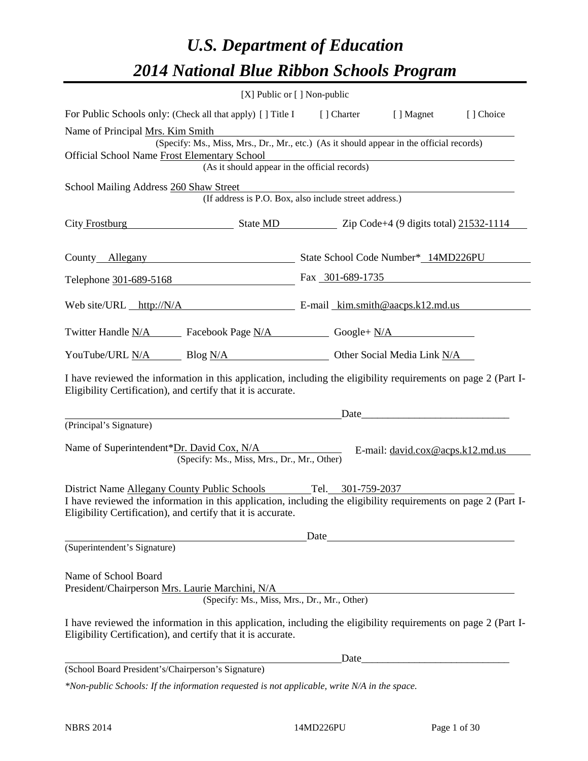# *U.S. Department of Education*
# *2014 National Blue Ribbon Schools Program*

[X] Public or [ ] Non-public

For Public Schools only: (Check all that apply) [ ] Title I [ ] Charter [ ] Magnet [ ] Choice

Name of Principal Mrs. Kim Smith
(Specify: Ms., Miss, Mrs., Dr., Mr., etc.) (As it should appear in the official records)

Official School Name Frost Elementary School
(As it should appear in the official records)

School Mailing Address 260 Shaw Street
(If address is P.O. Box, also include street address.)

City Frostburg State MD Zip Code+4 (9 digits total) 21532-1114

County Allegany State School Code Number* 14MD226PU

Telephone 301-689-5168 Fax 301-689-1735

Web site/URL http://N/A E-mail kim.smith@aacps.k12.md.us

Twitter Handle N/A Facebook Page N/A Google+ N/A

YouTube/URL N/A Blog N/A Other Social Media Link N/A

I have reviewed the information in this application, including the eligibility requirements on page 2 (Part I-Eligibility Certification), and certify that it is accurate.

_______________________________________ Date___________________________
(Principal's Signature)

Name of Superintendent*Dr. David Cox, N/A E-mail: david.cox@acps.k12.md.us
(Specify: Ms., Miss, Mrs., Dr., Mr., Other)

District Name Allegany County Public Schools Tel. 301-759-2037

I have reviewed the information in this application, including the eligibility requirements on page 2 (Part I-Eligibility Certification), and certify that it is accurate.

_______________________________________ Date___________________________
(Superintendent's Signature)

Name of School Board
President/Chairperson Mrs. Laurie Marchini, N/A
(Specify: Ms., Miss, Mrs., Dr., Mr., Other)

I have reviewed the information in this application, including the eligibility requirements on page 2 (Part I-Eligibility Certification), and certify that it is accurate.

_______________________________________ Date___________________________
(School Board President's/Chairperson's Signature)

*\*Non-public Schools: If the information requested is not applicable, write N/A in the space.*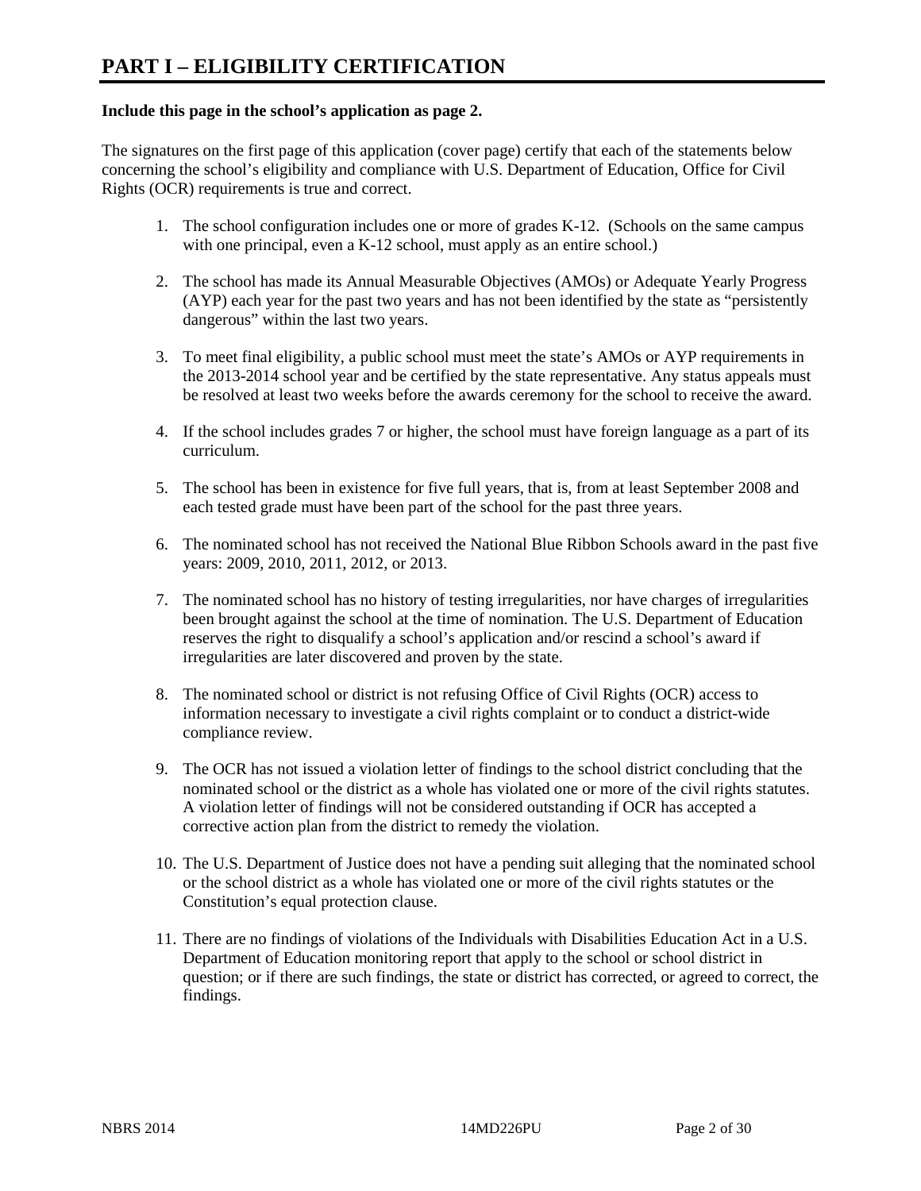# PART I – ELIGIBILITY CERTIFICATION

**Include this page in the school's application as page 2.**

The signatures on the first page of this application (cover page) certify that each of the statements below concerning the school's eligibility and compliance with U.S. Department of Education, Office for Civil Rights (OCR) requirements is true and correct.

1. The school configuration includes one or more of grades K-12. (Schools on the same campus with one principal, even a K-12 school, must apply as an entire school.)

2. The school has made its Annual Measurable Objectives (AMOs) or Adequate Yearly Progress (AYP) each year for the past two years and has not been identified by the state as "persistently dangerous" within the last two years.

3. To meet final eligibility, a public school must meet the state's AMOs or AYP requirements in the 2013-2014 school year and be certified by the state representative. Any status appeals must be resolved at least two weeks before the awards ceremony for the school to receive the award.

4. If the school includes grades 7 or higher, the school must have foreign language as a part of its curriculum.

5. The school has been in existence for five full years, that is, from at least September 2008 and each tested grade must have been part of the school for the past three years.

6. The nominated school has not received the National Blue Ribbon Schools award in the past five years: 2009, 2010, 2011, 2012, or 2013.

7. The nominated school has no history of testing irregularities, nor have charges of irregularities been brought against the school at the time of nomination. The U.S. Department of Education reserves the right to disqualify a school's application and/or rescind a school's award if irregularities are later discovered and proven by the state.

8. The nominated school or district is not refusing Office of Civil Rights (OCR) access to information necessary to investigate a civil rights complaint or to conduct a district-wide compliance review.

9. The OCR has not issued a violation letter of findings to the school district concluding that the nominated school or the district as a whole has violated one or more of the civil rights statutes. A violation letter of findings will not be considered outstanding if OCR has accepted a corrective action plan from the district to remedy the violation.

10. The U.S. Department of Justice does not have a pending suit alleging that the nominated school or the school district as a whole has violated one or more of the civil rights statutes or the Constitution's equal protection clause.

11. There are no findings of violations of the Individuals with Disabilities Education Act in a U.S. Department of Education monitoring report that apply to the school or school district in question; or if there are such findings, the state or district has corrected, or agreed to correct, the findings.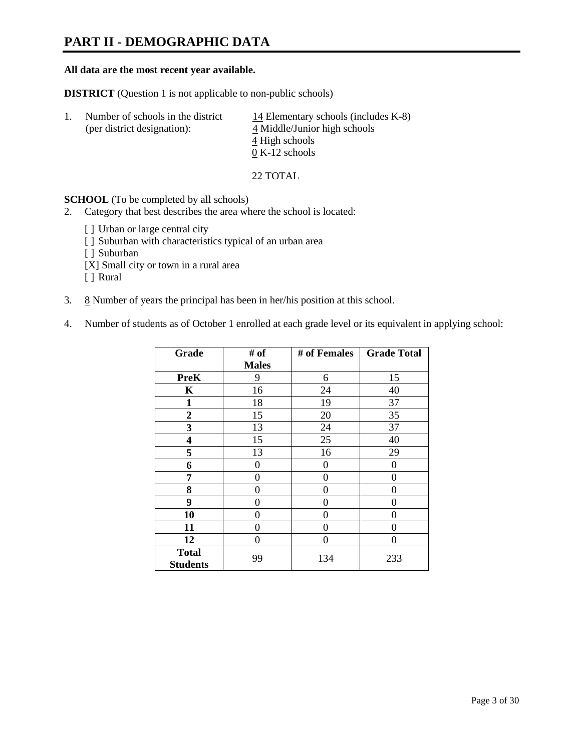# PART II - DEMOGRAPHIC DATA

**All data are the most recent year available.**

**DISTRICT** (Question 1 is not applicable to non-public schools)

1. Number of schools in the district (per district designation):
   14 Elementary schools (includes K-8)
   4 Middle/Junior high schools
   4 High schools
   0 K-12 schools

   22 TOTAL

**SCHOOL** (To be completed by all schools)

2. Category that best describes the area where the school is located:

   [ ] Urban or large central city
   [ ] Suburban with characteristics typical of an urban area
   [ ] Suburban
   [X] Small city or town in a rural area
   [ ] Rural

3. 8 Number of years the principal has been in her/his position at this school.

4. Number of students as of October 1 enrolled at each grade level or its equivalent in applying school:

| Grade | # of Males | # of Females | Grade Total |
|---|---|---|---|
| **PreK** | 9 | 6 | 15 |
| **K** | 16 | 24 | 40 |
| **1** | 18 | 19 | 37 |
| **2** | 15 | 20 | 35 |
| **3** | 13 | 24 | 37 |
| **4** | 15 | 25 | 40 |
| **5** | 13 | 16 | 29 |
| **6** | 0 | 0 | 0 |
| **7** | 0 | 0 | 0 |
| **8** | 0 | 0 | 0 |
| **9** | 0 | 0 | 0 |
| **10** | 0 | 0 | 0 |
| **11** | 0 | 0 | 0 |
| **12** | 0 | 0 | 0 |
| **Total Students** | 99 | 134 | 233 |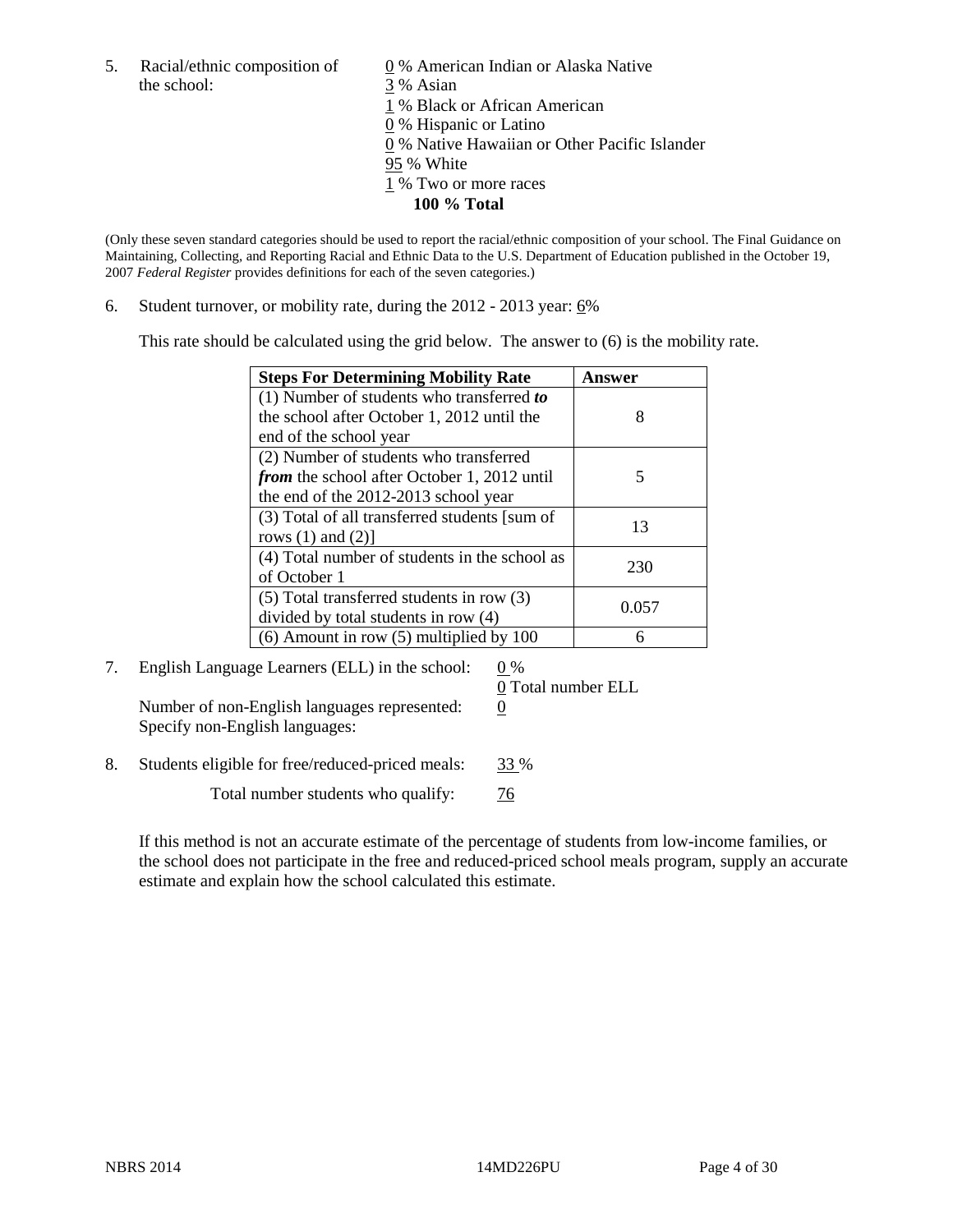5. Racial/ethnic composition of the school:

0 % American Indian or Alaska Native
3 % Asian
1 % Black or African American
0 % Hispanic or Latino
0 % Native Hawaiian or Other Pacific Islander
95 % White
1 % Two or more races
**100 % Total**

(Only these seven standard categories should be used to report the racial/ethnic composition of your school. The Final Guidance on Maintaining, Collecting, and Reporting Racial and Ethnic Data to the U.S. Department of Education published in the October 19, 2007 *Federal Register* provides definitions for each of the seven categories.)

6. Student turnover, or mobility rate, during the 2012 - 2013 year: 6%

This rate should be calculated using the grid below. The answer to (6) is the mobility rate.

| **Steps For Determining Mobility Rate** | **Answer** |
|---|---|
| (1) Number of students who transferred ***to*** the school after October 1, 2012 until the end of the school year | 8 |
| (2) Number of students who transferred ***from*** the school after October 1, 2012 until the end of the 2012-2013 school year | 5 |
| (3) Total of all transferred students [sum of rows (1) and (2)] | 13 |
| (4) Total number of students in the school as of October 1 | 230 |
| (5) Total transferred students in row (3) divided by total students in row (4) | 0.057 |
| (6) Amount in row (5) multiplied by 100 | 6 |

7. English Language Learners (ELL) in the school: 0 %
0 Total number ELL
Number of non-English languages represented: 0
Specify non-English languages:

8. Students eligible for free/reduced-priced meals: 33 %
Total number students who qualify: 76

If this method is not an accurate estimate of the percentage of students from low-income families, or the school does not participate in the free and reduced-priced school meals program, supply an accurate estimate and explain how the school calculated this estimate.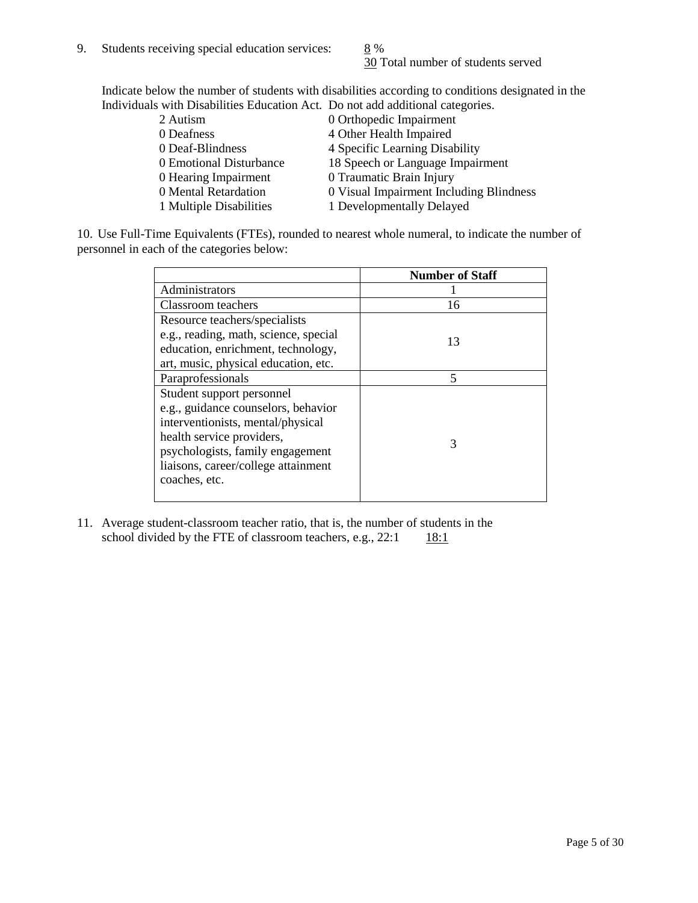9. Students receiving special education services: 8 %
30 Total number of students served

Indicate below the number of students with disabilities according to conditions designated in the Individuals with Disabilities Education Act. Do not add additional categories.

| | |
|---|---|
| 2 Autism | 0 Orthopedic Impairment |
| 0 Deafness | 4 Other Health Impaired |
| 0 Deaf-Blindness | 4 Specific Learning Disability |
| 0 Emotional Disturbance | 18 Speech or Language Impairment |
| 0 Hearing Impairment | 0 Traumatic Brain Injury |
| 0 Mental Retardation | 0 Visual Impairment Including Blindness |
| 1 Multiple Disabilities | 1 Developmentally Delayed |

10. Use Full-Time Equivalents (FTEs), rounded to nearest whole numeral, to indicate the number of personnel in each of the categories below:

| | **Number of Staff** |
|---|---|
| Administrators | 1 |
| Classroom teachers | 16 |
| Resource teachers/specialists e.g., reading, math, science, special education, enrichment, technology, art, music, physical education, etc. | 13 |
| Paraprofessionals | 5 |
| Student support personnel e.g., guidance counselors, behavior interventionists, mental/physical health service providers, psychologists, family engagement liaisons, career/college attainment coaches, etc. | 3 |

11. Average student-classroom teacher ratio, that is, the number of students in the school divided by the FTE of classroom teachers, e.g., 22:1 18:1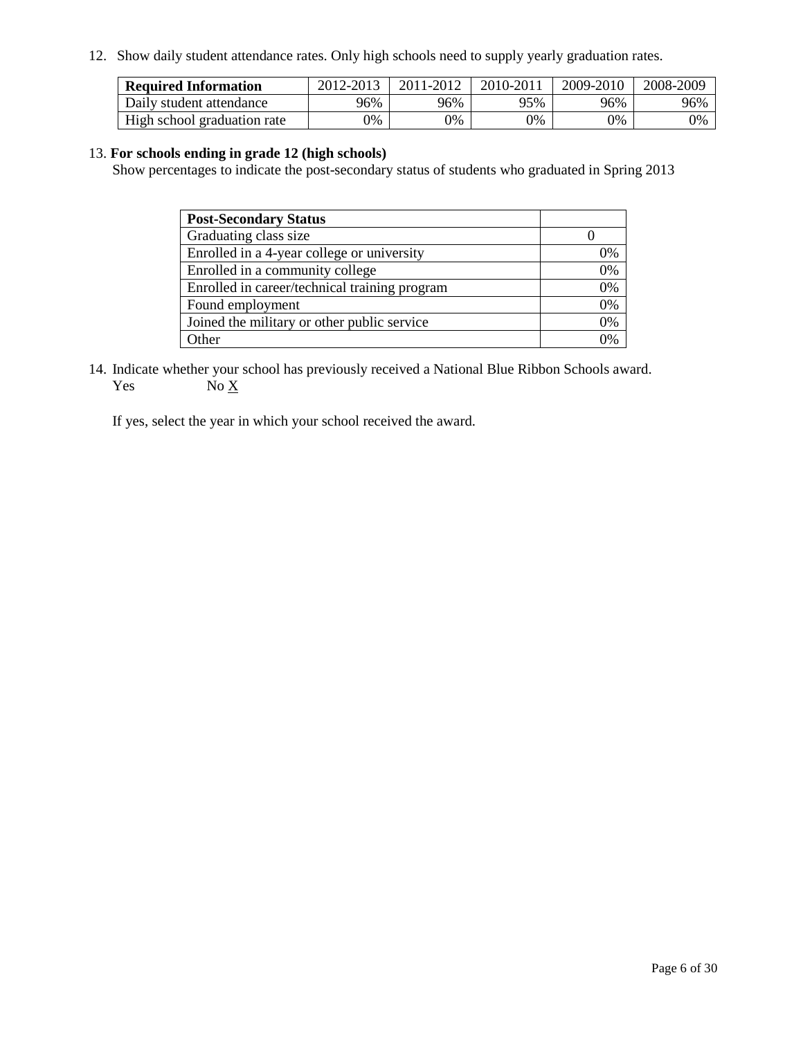12. Show daily student attendance rates. Only high schools need to supply yearly graduation rates.

| **Required Information** | 2012-2013 | 2011-2012 | 2010-2011 | 2009-2010 | 2008-2009 |
|---|---|---|---|---|---|
| Daily student attendance | 96% | 96% | 95% | 96% | 96% |
| High school graduation rate | 0% | 0% | 0% | 0% | 0% |

13. **For schools ending in grade 12 (high schools)**
Show percentages to indicate the post-secondary status of students who graduated in Spring 2013

| **Post-Secondary Status** | |
|---|---|
| Graduating class size | 0 |
| Enrolled in a 4-year college or university | 0% |
| Enrolled in a community college | 0% |
| Enrolled in career/technical training program | 0% |
| Found employment | 0% |
| Joined the military or other public service | 0% |
| Other | 0% |

14. Indicate whether your school has previously received a National Blue Ribbon Schools award.
Yes No X

If yes, select the year in which your school received the award.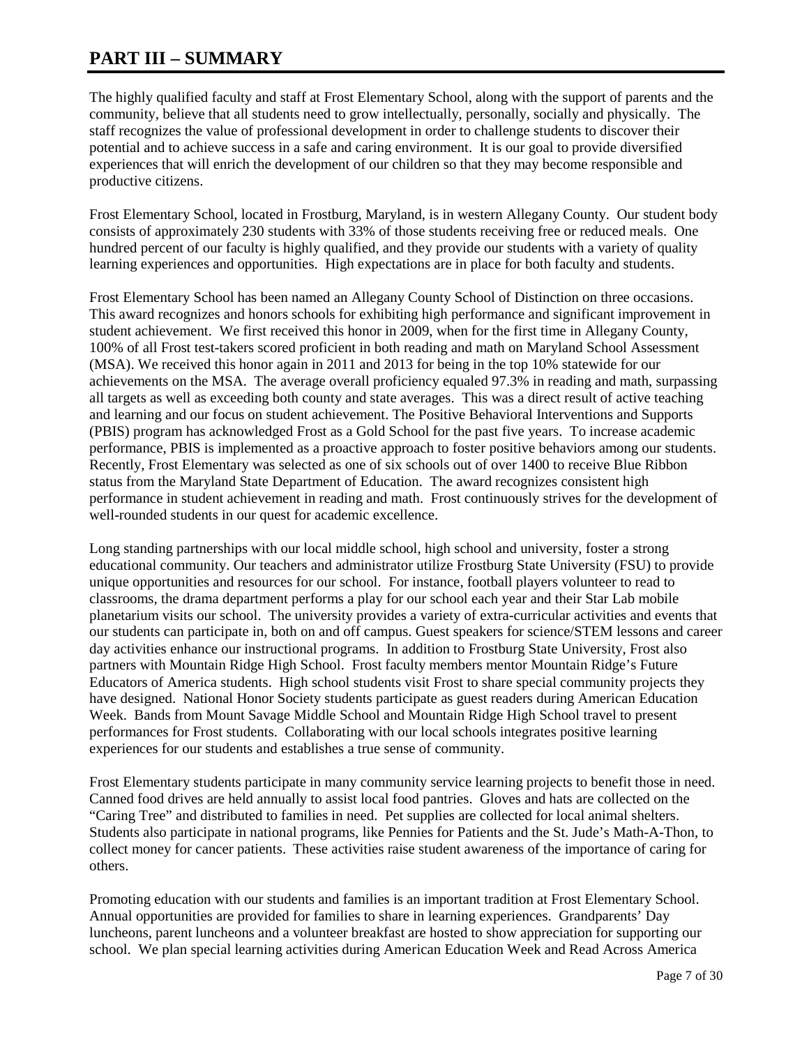# PART III – SUMMARY

The highly qualified faculty and staff at Frost Elementary School, along with the support of parents and the community, believe that all students need to grow intellectually, personally, socially and physically. The staff recognizes the value of professional development in order to challenge students to discover their potential and to achieve success in a safe and caring environment. It is our goal to provide diversified experiences that will enrich the development of our children so that they may become responsible and productive citizens.

Frost Elementary School, located in Frostburg, Maryland, is in western Allegany County. Our student body consists of approximately 230 students with 33% of those students receiving free or reduced meals. One hundred percent of our faculty is highly qualified, and they provide our students with a variety of quality learning experiences and opportunities. High expectations are in place for both faculty and students.

Frost Elementary School has been named an Allegany County School of Distinction on three occasions. This award recognizes and honors schools for exhibiting high performance and significant improvement in student achievement. We first received this honor in 2009, when for the first time in Allegany County, 100% of all Frost test-takers scored proficient in both reading and math on Maryland School Assessment (MSA). We received this honor again in 2011 and 2013 for being in the top 10% statewide for our achievements on the MSA. The average overall proficiency equaled 97.3% in reading and math, surpassing all targets as well as exceeding both county and state averages. This was a direct result of active teaching and learning and our focus on student achievement. The Positive Behavioral Interventions and Supports (PBIS) program has acknowledged Frost as a Gold School for the past five years. To increase academic performance, PBIS is implemented as a proactive approach to foster positive behaviors among our students. Recently, Frost Elementary was selected as one of six schools out of over 1400 to receive Blue Ribbon status from the Maryland State Department of Education. The award recognizes consistent high performance in student achievement in reading and math. Frost continuously strives for the development of well-rounded students in our quest for academic excellence.

Long standing partnerships with our local middle school, high school and university, foster a strong educational community. Our teachers and administrator utilize Frostburg State University (FSU) to provide unique opportunities and resources for our school. For instance, football players volunteer to read to classrooms, the drama department performs a play for our school each year and their Star Lab mobile planetarium visits our school. The university provides a variety of extra-curricular activities and events that our students can participate in, both on and off campus. Guest speakers for science/STEM lessons and career day activities enhance our instructional programs. In addition to Frostburg State University, Frost also partners with Mountain Ridge High School. Frost faculty members mentor Mountain Ridge's Future Educators of America students. High school students visit Frost to share special community projects they have designed. National Honor Society students participate as guest readers during American Education Week. Bands from Mount Savage Middle School and Mountain Ridge High School travel to present performances for Frost students. Collaborating with our local schools integrates positive learning experiences for our students and establishes a true sense of community.

Frost Elementary students participate in many community service learning projects to benefit those in need. Canned food drives are held annually to assist local food pantries. Gloves and hats are collected on the "Caring Tree" and distributed to families in need. Pet supplies are collected for local animal shelters. Students also participate in national programs, like Pennies for Patients and the St. Jude's Math-A-Thon, to collect money for cancer patients. These activities raise student awareness of the importance of caring for others.

Promoting education with our students and families is an important tradition at Frost Elementary School. Annual opportunities are provided for families to share in learning experiences. Grandparents' Day luncheons, parent luncheons and a volunteer breakfast are hosted to show appreciation for supporting our school. We plan special learning activities during American Education Week and Read Across America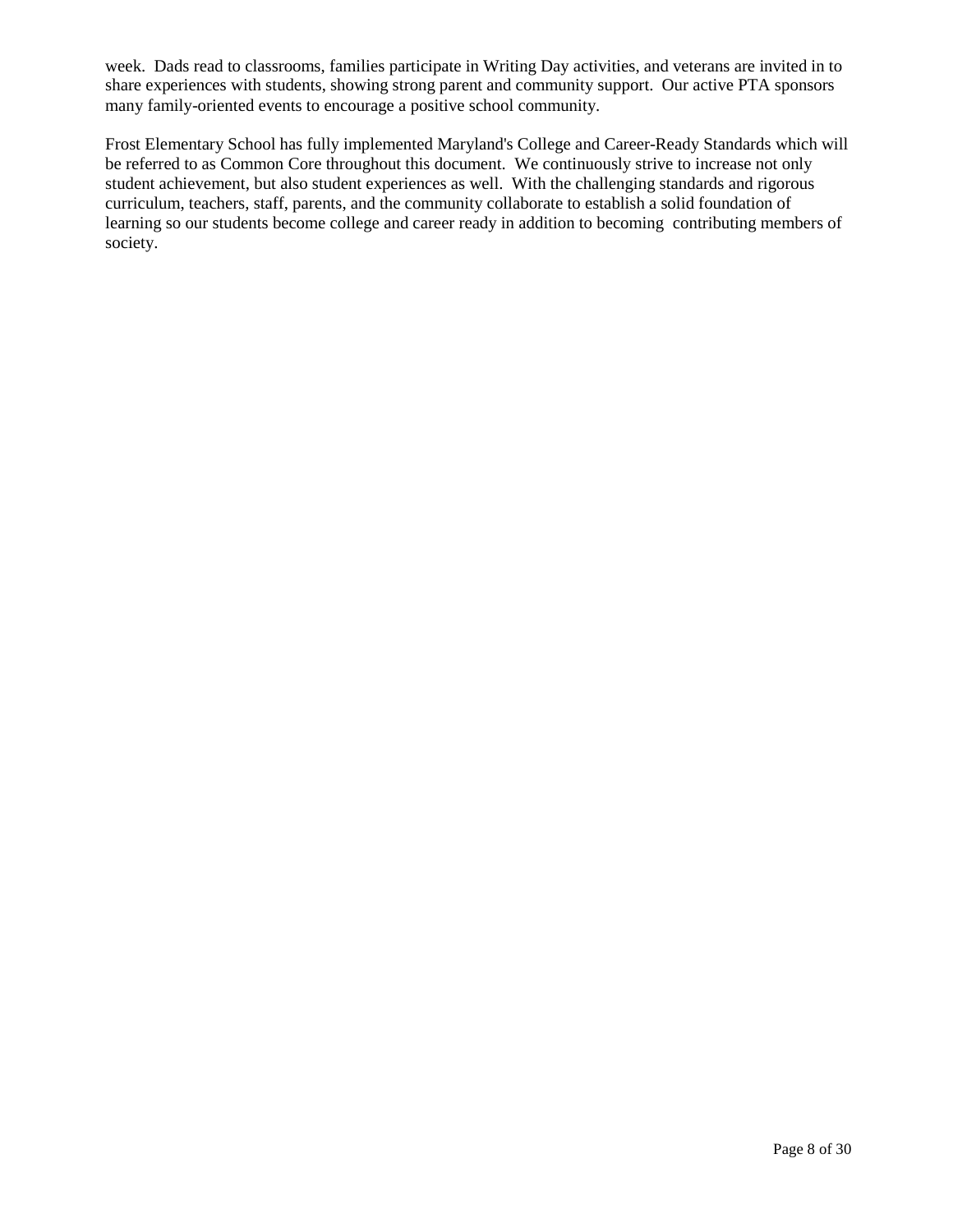week. Dads read to classrooms, families participate in Writing Day activities, and veterans are invited in to share experiences with students, showing strong parent and community support. Our active PTA sponsors many family-oriented events to encourage a positive school community.

Frost Elementary School has fully implemented Maryland's College and Career-Ready Standards which will be referred to as Common Core throughout this document. We continuously strive to increase not only student achievement, but also student experiences as well. With the challenging standards and rigorous curriculum, teachers, staff, parents, and the community collaborate to establish a solid foundation of learning so our students become college and career ready in addition to becoming contributing members of society.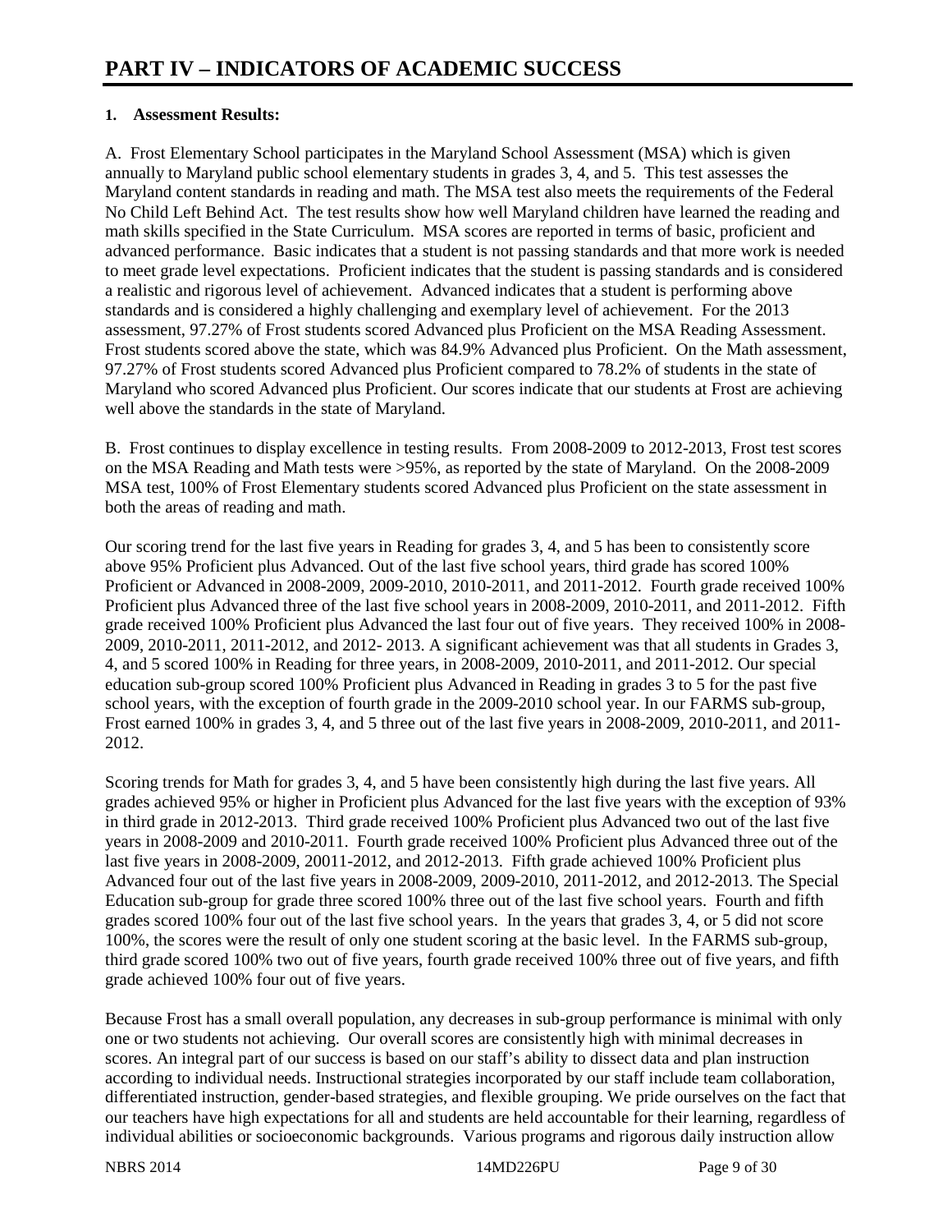# PART IV – INDICATORS OF ACADEMIC SUCCESS

**1. Assessment Results:**

A. Frost Elementary School participates in the Maryland School Assessment (MSA) which is given annually to Maryland public school elementary students in grades 3, 4, and 5. This test assesses the Maryland content standards in reading and math. The MSA test also meets the requirements of the Federal No Child Left Behind Act. The test results show how well Maryland children have learned the reading and math skills specified in the State Curriculum. MSA scores are reported in terms of basic, proficient and advanced performance. Basic indicates that a student is not passing standards and that more work is needed to meet grade level expectations. Proficient indicates that the student is passing standards and is considered a realistic and rigorous level of achievement. Advanced indicates that a student is performing above standards and is considered a highly challenging and exemplary level of achievement. For the 2013 assessment, 97.27% of Frost students scored Advanced plus Proficient on the MSA Reading Assessment. Frost students scored above the state, which was 84.9% Advanced plus Proficient. On the Math assessment, 97.27% of Frost students scored Advanced plus Proficient compared to 78.2% of students in the state of Maryland who scored Advanced plus Proficient. Our scores indicate that our students at Frost are achieving well above the standards in the state of Maryland.

B. Frost continues to display excellence in testing results. From 2008-2009 to 2012-2013, Frost test scores on the MSA Reading and Math tests were >95%, as reported by the state of Maryland. On the 2008-2009 MSA test, 100% of Frost Elementary students scored Advanced plus Proficient on the state assessment in both the areas of reading and math.

Our scoring trend for the last five years in Reading for grades 3, 4, and 5 has been to consistently score above 95% Proficient plus Advanced. Out of the last five school years, third grade has scored 100% Proficient or Advanced in 2008-2009, 2009-2010, 2010-2011, and 2011-2012. Fourth grade received 100% Proficient plus Advanced three of the last five school years in 2008-2009, 2010-2011, and 2011-2012. Fifth grade received 100% Proficient plus Advanced the last four out of five years. They received 100% in 2008-2009, 2010-2011, 2011-2012, and 2012- 2013. A significant achievement was that all students in Grades 3, 4, and 5 scored 100% in Reading for three years, in 2008-2009, 2010-2011, and 2011-2012. Our special education sub-group scored 100% Proficient plus Advanced in Reading in grades 3 to 5 for the past five school years, with the exception of fourth grade in the 2009-2010 school year. In our FARMS sub-group, Frost earned 100% in grades 3, 4, and 5 three out of the last five years in 2008-2009, 2010-2011, and 2011-2012.

Scoring trends for Math for grades 3, 4, and 5 have been consistently high during the last five years. All grades achieved 95% or higher in Proficient plus Advanced for the last five years with the exception of 93% in third grade in 2012-2013. Third grade received 100% Proficient plus Advanced two out of the last five years in 2008-2009 and 2010-2011. Fourth grade received 100% Proficient plus Advanced three out of the last five years in 2008-2009, 20011-2012, and 2012-2013. Fifth grade achieved 100% Proficient plus Advanced four out of the last five years in 2008-2009, 2009-2010, 2011-2012, and 2012-2013. The Special Education sub-group for grade three scored 100% three out of the last five school years. Fourth and fifth grades scored 100% four out of the last five school years. In the years that grades 3, 4, or 5 did not score 100%, the scores were the result of only one student scoring at the basic level. In the FARMS sub-group, third grade scored 100% two out of five years, fourth grade received 100% three out of five years, and fifth grade achieved 100% four out of five years.

Because Frost has a small overall population, any decreases in sub-group performance is minimal with only one or two students not achieving. Our overall scores are consistently high with minimal decreases in scores. An integral part of our success is based on our staff's ability to dissect data and plan instruction according to individual needs. Instructional strategies incorporated by our staff include team collaboration, differentiated instruction, gender-based strategies, and flexible grouping. We pride ourselves on the fact that our teachers have high expectations for all and students are held accountable for their learning, regardless of individual abilities or socioeconomic backgrounds. Various programs and rigorous daily instruction allow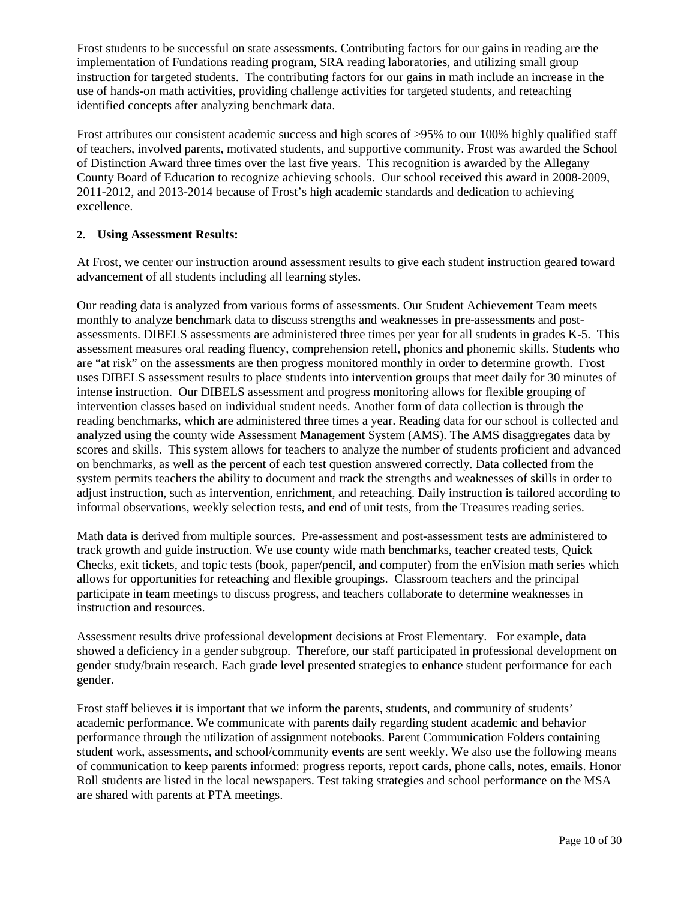Frost students to be successful on state assessments. Contributing factors for our gains in reading are the implementation of Fundations reading program, SRA reading laboratories, and utilizing small group instruction for targeted students. The contributing factors for our gains in math include an increase in the use of hands-on math activities, providing challenge activities for targeted students, and reteaching identified concepts after analyzing benchmark data.

Frost attributes our consistent academic success and high scores of >95% to our 100% highly qualified staff of teachers, involved parents, motivated students, and supportive community. Frost was awarded the School of Distinction Award three times over the last five years. This recognition is awarded by the Allegany County Board of Education to recognize achieving schools. Our school received this award in 2008-2009, 2011-2012, and 2013-2014 because of Frost's high academic standards and dedication to achieving excellence.

**2. Using Assessment Results:**

At Frost, we center our instruction around assessment results to give each student instruction geared toward advancement of all students including all learning styles.

Our reading data is analyzed from various forms of assessments. Our Student Achievement Team meets monthly to analyze benchmark data to discuss strengths and weaknesses in pre-assessments and post-assessments. DIBELS assessments are administered three times per year for all students in grades K-5. This assessment measures oral reading fluency, comprehension retell, phonics and phonemic skills. Students who are "at risk" on the assessments are then progress monitored monthly in order to determine growth. Frost uses DIBELS assessment results to place students into intervention groups that meet daily for 30 minutes of intense instruction. Our DIBELS assessment and progress monitoring allows for flexible grouping of intervention classes based on individual student needs. Another form of data collection is through the reading benchmarks, which are administered three times a year. Reading data for our school is collected and analyzed using the county wide Assessment Management System (AMS). The AMS disaggregates data by scores and skills. This system allows for teachers to analyze the number of students proficient and advanced on benchmarks, as well as the percent of each test question answered correctly. Data collected from the system permits teachers the ability to document and track the strengths and weaknesses of skills in order to adjust instruction, such as intervention, enrichment, and reteaching. Daily instruction is tailored according to informal observations, weekly selection tests, and end of unit tests, from the Treasures reading series.

Math data is derived from multiple sources. Pre-assessment and post-assessment tests are administered to track growth and guide instruction. We use county wide math benchmarks, teacher created tests, Quick Checks, exit tickets, and topic tests (book, paper/pencil, and computer) from the enVision math series which allows for opportunities for reteaching and flexible groupings. Classroom teachers and the principal participate in team meetings to discuss progress, and teachers collaborate to determine weaknesses in instruction and resources.

Assessment results drive professional development decisions at Frost Elementary. For example, data showed a deficiency in a gender subgroup. Therefore, our staff participated in professional development on gender study/brain research. Each grade level presented strategies to enhance student performance for each gender.

Frost staff believes it is important that we inform the parents, students, and community of students' academic performance. We communicate with parents daily regarding student academic and behavior performance through the utilization of assignment notebooks. Parent Communication Folders containing student work, assessments, and school/community events are sent weekly. We also use the following means of communication to keep parents informed: progress reports, report cards, phone calls, notes, emails. Honor Roll students are listed in the local newspapers. Test taking strategies and school performance on the MSA are shared with parents at PTA meetings.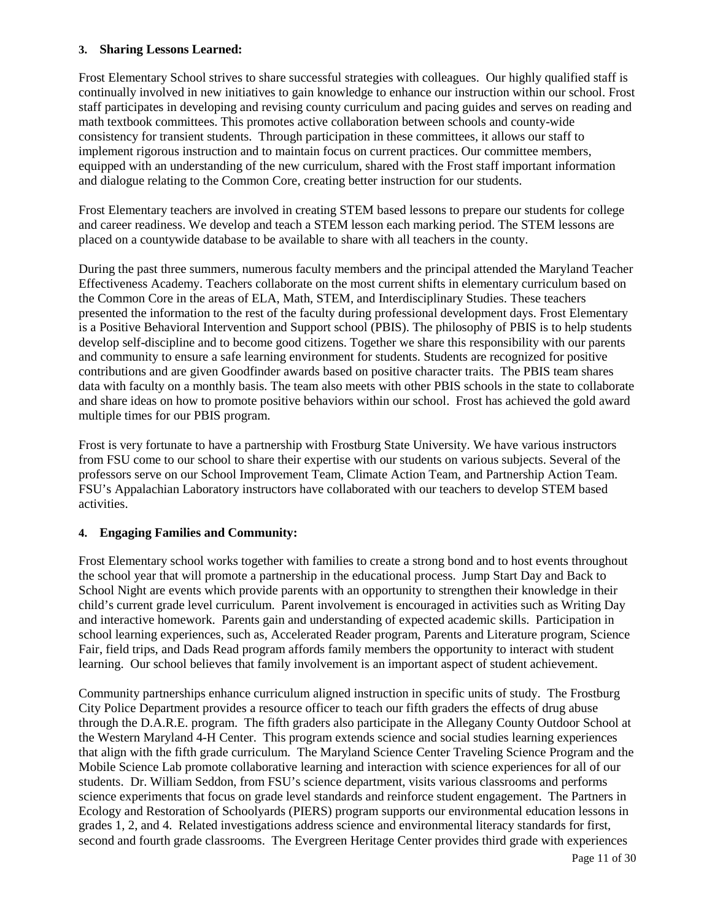### 3. Sharing Lessons Learned:

Frost Elementary School strives to share successful strategies with colleagues. Our highly qualified staff is continually involved in new initiatives to gain knowledge to enhance our instruction within our school. Frost staff participates in developing and revising county curriculum and pacing guides and serves on reading and math textbook committees. This promotes active collaboration between schools and county-wide consistency for transient students. Through participation in these committees, it allows our staff to implement rigorous instruction and to maintain focus on current practices. Our committee members, equipped with an understanding of the new curriculum, shared with the Frost staff important information and dialogue relating to the Common Core, creating better instruction for our students.

Frost Elementary teachers are involved in creating STEM based lessons to prepare our students for college and career readiness. We develop and teach a STEM lesson each marking period. The STEM lessons are placed on a countywide database to be available to share with all teachers in the county.

During the past three summers, numerous faculty members and the principal attended the Maryland Teacher Effectiveness Academy. Teachers collaborate on the most current shifts in elementary curriculum based on the Common Core in the areas of ELA, Math, STEM, and Interdisciplinary Studies. These teachers presented the information to the rest of the faculty during professional development days. Frost Elementary is a Positive Behavioral Intervention and Support school (PBIS). The philosophy of PBIS is to help students develop self-discipline and to become good citizens. Together we share this responsibility with our parents and community to ensure a safe learning environment for students. Students are recognized for positive contributions and are given Goodfinder awards based on positive character traits. The PBIS team shares data with faculty on a monthly basis. The team also meets with other PBIS schools in the state to collaborate and share ideas on how to promote positive behaviors within our school. Frost has achieved the gold award multiple times for our PBIS program.

Frost is very fortunate to have a partnership with Frostburg State University. We have various instructors from FSU come to our school to share their expertise with our students on various subjects. Several of the professors serve on our School Improvement Team, Climate Action Team, and Partnership Action Team. FSU's Appalachian Laboratory instructors have collaborated with our teachers to develop STEM based activities.

### 4. Engaging Families and Community:

Frost Elementary school works together with families to create a strong bond and to host events throughout the school year that will promote a partnership in the educational process. Jump Start Day and Back to School Night are events which provide parents with an opportunity to strengthen their knowledge in their child's current grade level curriculum. Parent involvement is encouraged in activities such as Writing Day and interactive homework. Parents gain and understanding of expected academic skills. Participation in school learning experiences, such as, Accelerated Reader program, Parents and Literature program, Science Fair, field trips, and Dads Read program affords family members the opportunity to interact with student learning. Our school believes that family involvement is an important aspect of student achievement.

Community partnerships enhance curriculum aligned instruction in specific units of study. The Frostburg City Police Department provides a resource officer to teach our fifth graders the effects of drug abuse through the D.A.R.E. program. The fifth graders also participate in the Allegany County Outdoor School at the Western Maryland 4-H Center. This program extends science and social studies learning experiences that align with the fifth grade curriculum. The Maryland Science Center Traveling Science Program and the Mobile Science Lab promote collaborative learning and interaction with science experiences for all of our students. Dr. William Seddon, from FSU's science department, visits various classrooms and performs science experiments that focus on grade level standards and reinforce student engagement. The Partners in Ecology and Restoration of Schoolyards (PIERS) program supports our environmental education lessons in grades 1, 2, and 4. Related investigations address science and environmental literacy standards for first, second and fourth grade classrooms. The Evergreen Heritage Center provides third grade with experiences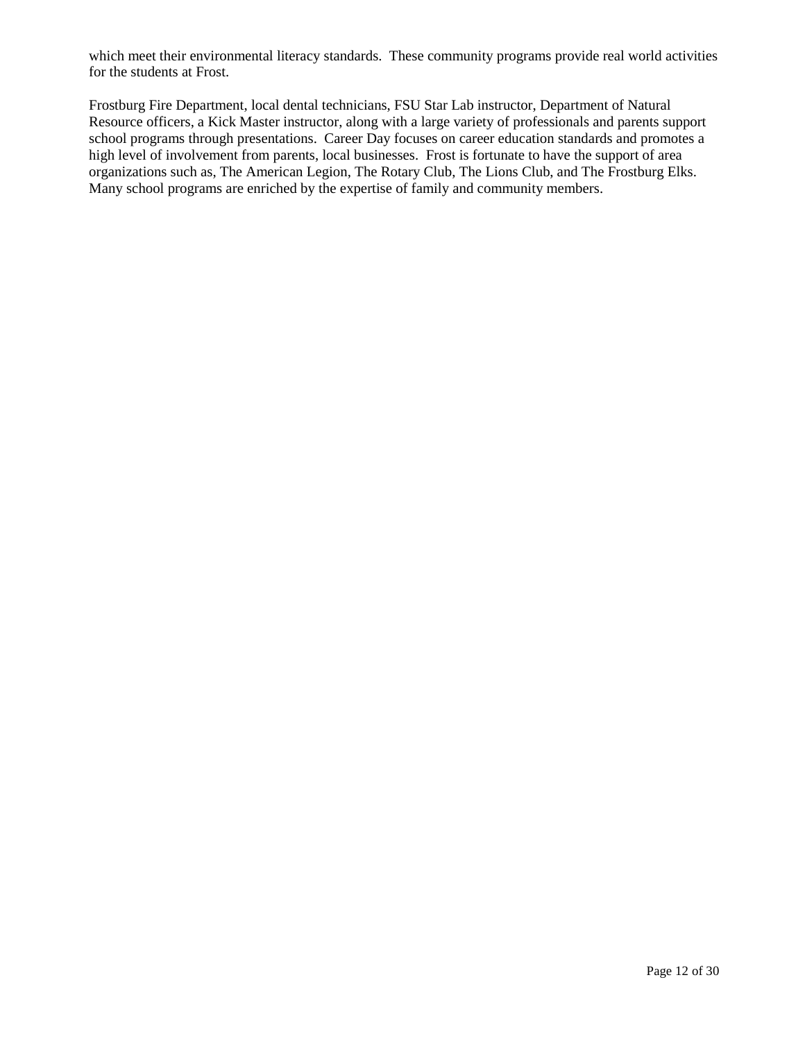which meet their environmental literacy standards.  These community programs provide real world activities for the students at Frost.

Frostburg Fire Department, local dental technicians, FSU Star Lab instructor, Department of Natural Resource officers, a Kick Master instructor, along with a large variety of professionals and parents support school programs through presentations.  Career Day focuses on career education standards and promotes a high level of involvement from parents, local businesses.  Frost is fortunate to have the support of area organizations such as, The American Legion, The Rotary Club, The Lions Club, and The Frostburg Elks. Many school programs are enriched by the expertise of family and community members.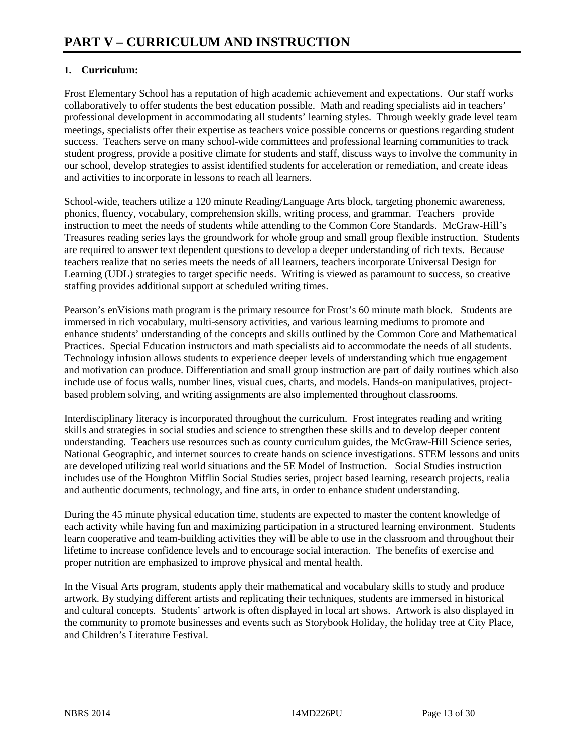# PART V – CURRICULUM AND INSTRUCTION

**1. Curriculum:**

Frost Elementary School has a reputation of high academic achievement and expectations. Our staff works collaboratively to offer students the best education possible. Math and reading specialists aid in teachers' professional development in accommodating all students' learning styles. Through weekly grade level team meetings, specialists offer their expertise as teachers voice possible concerns or questions regarding student success. Teachers serve on many school-wide committees and professional learning communities to track student progress, provide a positive climate for students and staff, discuss ways to involve the community in our school, develop strategies to assist identified students for acceleration or remediation, and create ideas and activities to incorporate in lessons to reach all learners.

School-wide, teachers utilize a 120 minute Reading/Language Arts block, targeting phonemic awareness, phonics, fluency, vocabulary, comprehension skills, writing process, and grammar. Teachers provide instruction to meet the needs of students while attending to the Common Core Standards. McGraw-Hill's Treasures reading series lays the groundwork for whole group and small group flexible instruction. Students are required to answer text dependent questions to develop a deeper understanding of rich texts. Because teachers realize that no series meets the needs of all learners, teachers incorporate Universal Design for Learning (UDL) strategies to target specific needs. Writing is viewed as paramount to success, so creative staffing provides additional support at scheduled writing times.

Pearson's enVisions math program is the primary resource for Frost's 60 minute math block. Students are immersed in rich vocabulary, multi-sensory activities, and various learning mediums to promote and enhance students' understanding of the concepts and skills outlined by the Common Core and Mathematical Practices. Special Education instructors and math specialists aid to accommodate the needs of all students. Technology infusion allows students to experience deeper levels of understanding which true engagement and motivation can produce. Differentiation and small group instruction are part of daily routines which also include use of focus walls, number lines, visual cues, charts, and models. Hands-on manipulatives, project-based problem solving, and writing assignments are also implemented throughout classrooms.

Interdisciplinary literacy is incorporated throughout the curriculum. Frost integrates reading and writing skills and strategies in social studies and science to strengthen these skills and to develop deeper content understanding. Teachers use resources such as county curriculum guides, the McGraw-Hill Science series, National Geographic, and internet sources to create hands on science investigations. STEM lessons and units are developed utilizing real world situations and the 5E Model of Instruction. Social Studies instruction includes use of the Houghton Mifflin Social Studies series, project based learning, research projects, realia and authentic documents, technology, and fine arts, in order to enhance student understanding.

During the 45 minute physical education time, students are expected to master the content knowledge of each activity while having fun and maximizing participation in a structured learning environment. Students learn cooperative and team-building activities they will be able to use in the classroom and throughout their lifetime to increase confidence levels and to encourage social interaction. The benefits of exercise and proper nutrition are emphasized to improve physical and mental health.

In the Visual Arts program, students apply their mathematical and vocabulary skills to study and produce artwork. By studying different artists and replicating their techniques, students are immersed in historical and cultural concepts. Students' artwork is often displayed in local art shows. Artwork is also displayed in the community to promote businesses and events such as Storybook Holiday, the holiday tree at City Place, and Children's Literature Festival.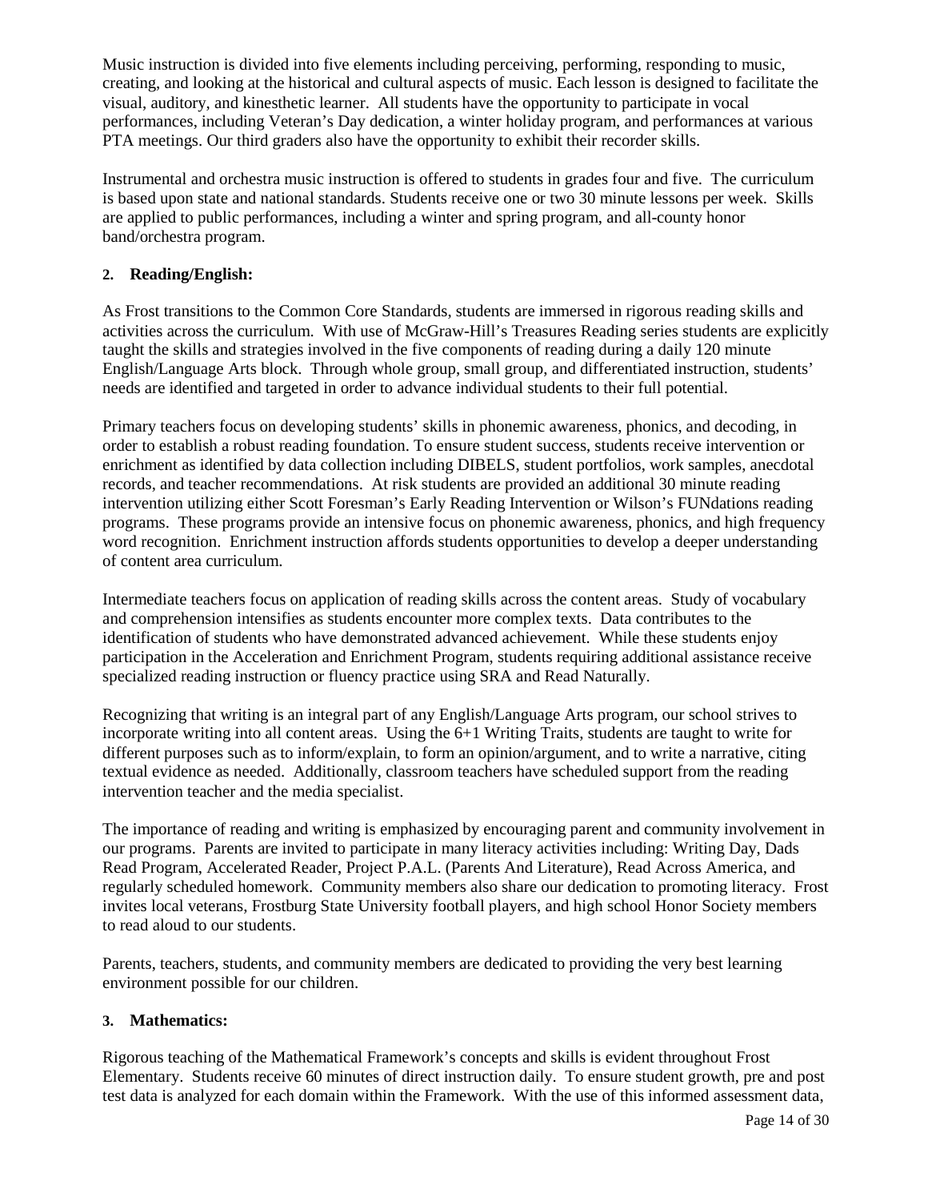Music instruction is divided into five elements including perceiving, performing, responding to music, creating, and looking at the historical and cultural aspects of music. Each lesson is designed to facilitate the visual, auditory, and kinesthetic learner. All students have the opportunity to participate in vocal performances, including Veteran's Day dedication, a winter holiday program, and performances at various PTA meetings. Our third graders also have the opportunity to exhibit their recorder skills.

Instrumental and orchestra music instruction is offered to students in grades four and five. The curriculum is based upon state and national standards. Students receive one or two 30 minute lessons per week. Skills are applied to public performances, including a winter and spring program, and all-county honor band/orchestra program.

### 2. Reading/English:

As Frost transitions to the Common Core Standards, students are immersed in rigorous reading skills and activities across the curriculum. With use of McGraw-Hill's Treasures Reading series students are explicitly taught the skills and strategies involved in the five components of reading during a daily 120 minute English/Language Arts block. Through whole group, small group, and differentiated instruction, students' needs are identified and targeted in order to advance individual students to their full potential.

Primary teachers focus on developing students' skills in phonemic awareness, phonics, and decoding, in order to establish a robust reading foundation. To ensure student success, students receive intervention or enrichment as identified by data collection including DIBELS, student portfolios, work samples, anecdotal records, and teacher recommendations. At risk students are provided an additional 30 minute reading intervention utilizing either Scott Foresman's Early Reading Intervention or Wilson's FUNdations reading programs. These programs provide an intensive focus on phonemic awareness, phonics, and high frequency word recognition. Enrichment instruction affords students opportunities to develop a deeper understanding of content area curriculum.

Intermediate teachers focus on application of reading skills across the content areas. Study of vocabulary and comprehension intensifies as students encounter more complex texts. Data contributes to the identification of students who have demonstrated advanced achievement. While these students enjoy participation in the Acceleration and Enrichment Program, students requiring additional assistance receive specialized reading instruction or fluency practice using SRA and Read Naturally.

Recognizing that writing is an integral part of any English/Language Arts program, our school strives to incorporate writing into all content areas. Using the 6+1 Writing Traits, students are taught to write for different purposes such as to inform/explain, to form an opinion/argument, and to write a narrative, citing textual evidence as needed. Additionally, classroom teachers have scheduled support from the reading intervention teacher and the media specialist.

The importance of reading and writing is emphasized by encouraging parent and community involvement in our programs. Parents are invited to participate in many literacy activities including: Writing Day, Dads Read Program, Accelerated Reader, Project P.A.L. (Parents And Literature), Read Across America, and regularly scheduled homework. Community members also share our dedication to promoting literacy. Frost invites local veterans, Frostburg State University football players, and high school Honor Society members to read aloud to our students.

Parents, teachers, students, and community members are dedicated to providing the very best learning environment possible for our children.

### 3. Mathematics:

Rigorous teaching of the Mathematical Framework's concepts and skills is evident throughout Frost Elementary. Students receive 60 minutes of direct instruction daily. To ensure student growth, pre and post test data is analyzed for each domain within the Framework. With the use of this informed assessment data,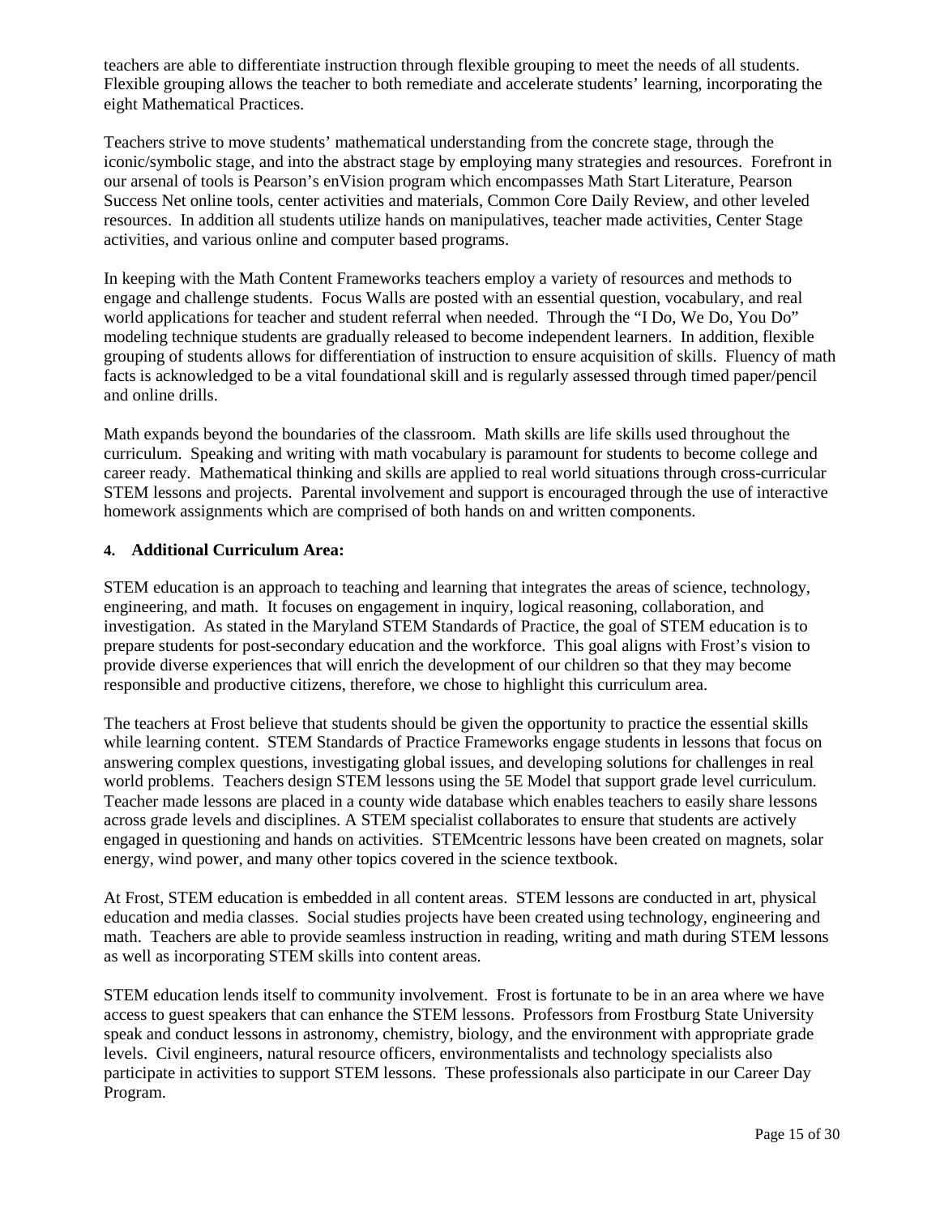teachers are able to differentiate instruction through flexible grouping to meet the needs of all students. Flexible grouping allows the teacher to both remediate and accelerate students' learning, incorporating the eight Mathematical Practices.

Teachers strive to move students' mathematical understanding from the concrete stage, through the iconic/symbolic stage, and into the abstract stage by employing many strategies and resources. Forefront in our arsenal of tools is Pearson's enVision program which encompasses Math Start Literature, Pearson Success Net online tools, center activities and materials, Common Core Daily Review, and other leveled resources. In addition all students utilize hands on manipulatives, teacher made activities, Center Stage activities, and various online and computer based programs.

In keeping with the Math Content Frameworks teachers employ a variety of resources and methods to engage and challenge students. Focus Walls are posted with an essential question, vocabulary, and real world applications for teacher and student referral when needed. Through the "I Do, We Do, You Do" modeling technique students are gradually released to become independent learners. In addition, flexible grouping of students allows for differentiation of instruction to ensure acquisition of skills. Fluency of math facts is acknowledged to be a vital foundational skill and is regularly assessed through timed paper/pencil and online drills.

Math expands beyond the boundaries of the classroom. Math skills are life skills used throughout the curriculum. Speaking and writing with math vocabulary is paramount for students to become college and career ready. Mathematical thinking and skills are applied to real world situations through cross-curricular STEM lessons and projects. Parental involvement and support is encouraged through the use of interactive homework assignments which are comprised of both hands on and written components.

**4. Additional Curriculum Area:**

STEM education is an approach to teaching and learning that integrates the areas of science, technology, engineering, and math. It focuses on engagement in inquiry, logical reasoning, collaboration, and investigation. As stated in the Maryland STEM Standards of Practice, the goal of STEM education is to prepare students for post-secondary education and the workforce. This goal aligns with Frost's vision to provide diverse experiences that will enrich the development of our children so that they may become responsible and productive citizens, therefore, we chose to highlight this curriculum area.

The teachers at Frost believe that students should be given the opportunity to practice the essential skills while learning content. STEM Standards of Practice Frameworks engage students in lessons that focus on answering complex questions, investigating global issues, and developing solutions for challenges in real world problems. Teachers design STEM lessons using the 5E Model that support grade level curriculum. Teacher made lessons are placed in a county wide database which enables teachers to easily share lessons across grade levels and disciplines. A STEM specialist collaborates to ensure that students are actively engaged in questioning and hands on activities. STEMcentric lessons have been created on magnets, solar energy, wind power, and many other topics covered in the science textbook.

At Frost, STEM education is embedded in all content areas. STEM lessons are conducted in art, physical education and media classes. Social studies projects have been created using technology, engineering and math. Teachers are able to provide seamless instruction in reading, writing and math during STEM lessons as well as incorporating STEM skills into content areas.

STEM education lends itself to community involvement. Frost is fortunate to be in an area where we have access to guest speakers that can enhance the STEM lessons. Professors from Frostburg State University speak and conduct lessons in astronomy, chemistry, biology, and the environment with appropriate grade levels. Civil engineers, natural resource officers, environmentalists and technology specialists also participate in activities to support STEM lessons. These professionals also participate in our Career Day Program.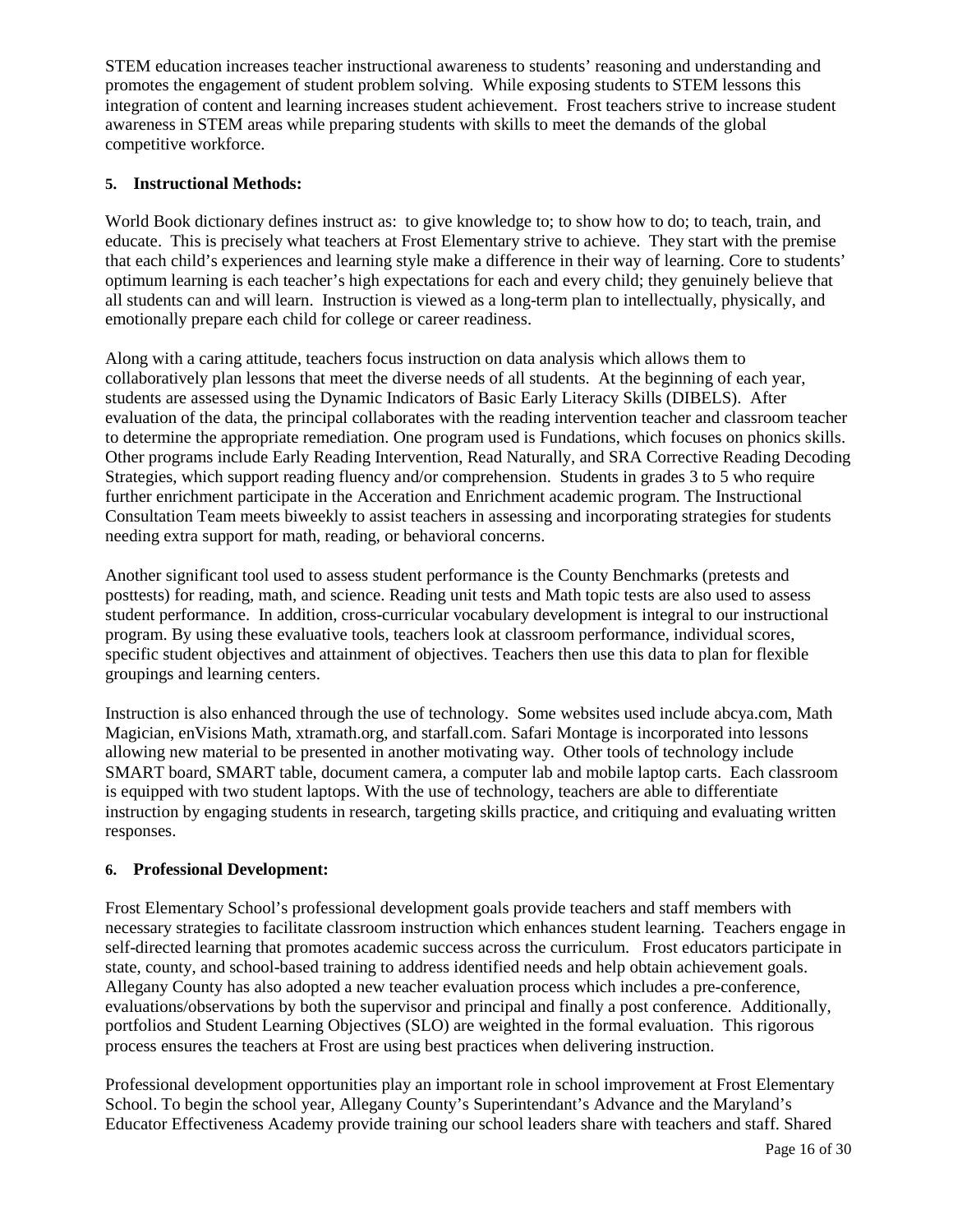STEM education increases teacher instructional awareness to students' reasoning and understanding and promotes the engagement of student problem solving. While exposing students to STEM lessons this integration of content and learning increases student achievement. Frost teachers strive to increase student awareness in STEM areas while preparing students with skills to meet the demands of the global competitive workforce.

**5. Instructional Methods:**

World Book dictionary defines instruct as: to give knowledge to; to show how to do; to teach, train, and educate. This is precisely what teachers at Frost Elementary strive to achieve. They start with the premise that each child's experiences and learning style make a difference in their way of learning. Core to students' optimum learning is each teacher's high expectations for each and every child; they genuinely believe that all students can and will learn. Instruction is viewed as a long-term plan to intellectually, physically, and emotionally prepare each child for college or career readiness.

Along with a caring attitude, teachers focus instruction on data analysis which allows them to collaboratively plan lessons that meet the diverse needs of all students. At the beginning of each year, students are assessed using the Dynamic Indicators of Basic Early Literacy Skills (DIBELS). After evaluation of the data, the principal collaborates with the reading intervention teacher and classroom teacher to determine the appropriate remediation. One program used is Fundations, which focuses on phonics skills. Other programs include Early Reading Intervention, Read Naturally, and SRA Corrective Reading Decoding Strategies, which support reading fluency and/or comprehension. Students in grades 3 to 5 who require further enrichment participate in the Acceration and Enrichment academic program. The Instructional Consultation Team meets biweekly to assist teachers in assessing and incorporating strategies for students needing extra support for math, reading, or behavioral concerns.

Another significant tool used to assess student performance is the County Benchmarks (pretests and posttests) for reading, math, and science. Reading unit tests and Math topic tests are also used to assess student performance. In addition, cross-curricular vocabulary development is integral to our instructional program. By using these evaluative tools, teachers look at classroom performance, individual scores, specific student objectives and attainment of objectives. Teachers then use this data to plan for flexible groupings and learning centers.

Instruction is also enhanced through the use of technology. Some websites used include abcya.com, Math Magician, enVisions Math, xtramath.org, and starfall.com. Safari Montage is incorporated into lessons allowing new material to be presented in another motivating way. Other tools of technology include SMART board, SMART table, document camera, a computer lab and mobile laptop carts. Each classroom is equipped with two student laptops. With the use of technology, teachers are able to differentiate instruction by engaging students in research, targeting skills practice, and critiquing and evaluating written responses.

**6. Professional Development:**

Frost Elementary School's professional development goals provide teachers and staff members with necessary strategies to facilitate classroom instruction which enhances student learning. Teachers engage in self-directed learning that promotes academic success across the curriculum. Frost educators participate in state, county, and school-based training to address identified needs and help obtain achievement goals. Allegany County has also adopted a new teacher evaluation process which includes a pre-conference, evaluations/observations by both the supervisor and principal and finally a post conference. Additionally, portfolios and Student Learning Objectives (SLO) are weighted in the formal evaluation. This rigorous process ensures the teachers at Frost are using best practices when delivering instruction.

Professional development opportunities play an important role in school improvement at Frost Elementary School. To begin the school year, Allegany County's Superintendant's Advance and the Maryland's Educator Effectiveness Academy provide training our school leaders share with teachers and staff. Shared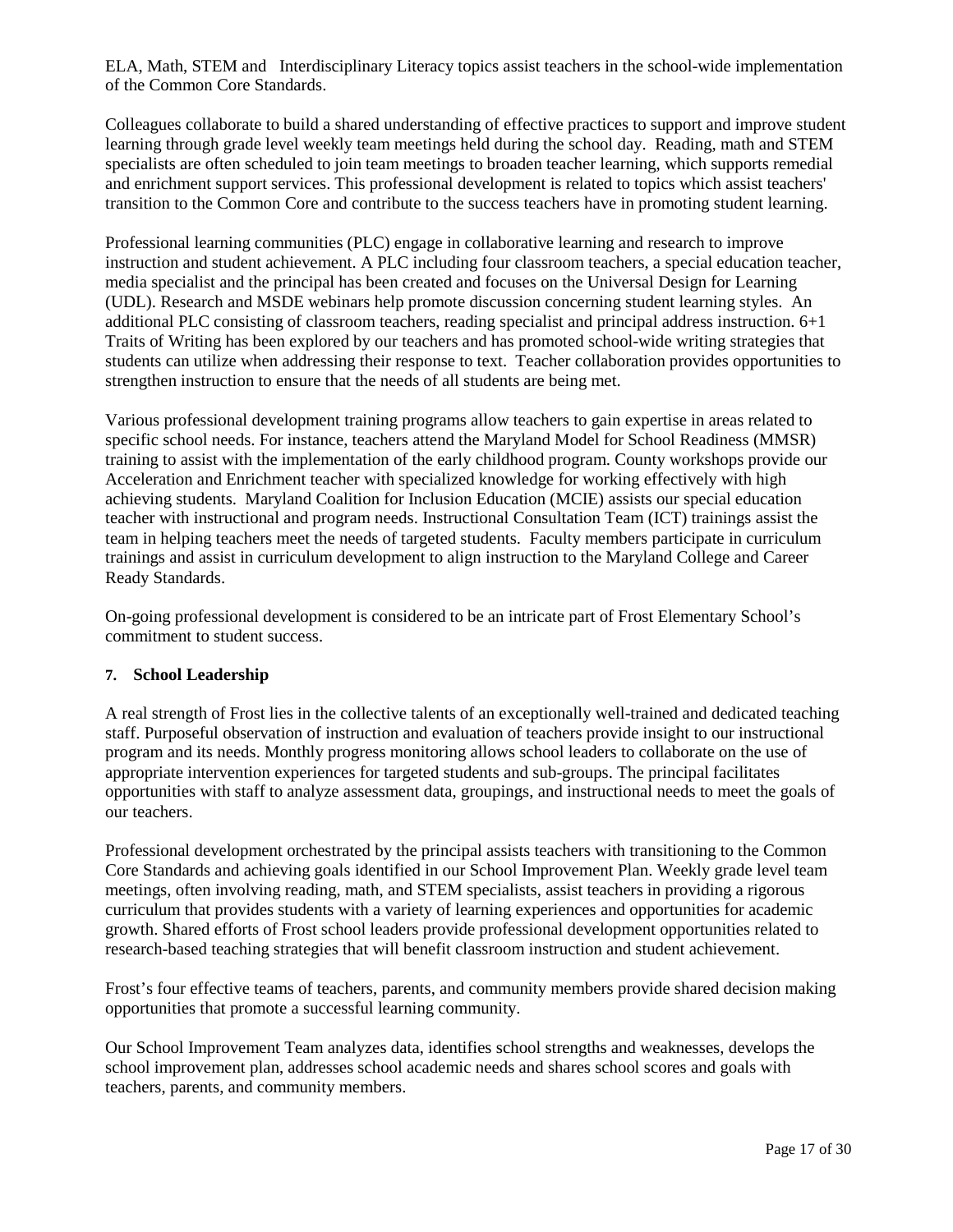ELA, Math, STEM and Interdisciplinary Literacy topics assist teachers in the school-wide implementation of the Common Core Standards.

Colleagues collaborate to build a shared understanding of effective practices to support and improve student learning through grade level weekly team meetings held during the school day. Reading, math and STEM specialists are often scheduled to join team meetings to broaden teacher learning, which supports remedial and enrichment support services. This professional development is related to topics which assist teachers' transition to the Common Core and contribute to the success teachers have in promoting student learning.

Professional learning communities (PLC) engage in collaborative learning and research to improve instruction and student achievement. A PLC including four classroom teachers, a special education teacher, media specialist and the principal has been created and focuses on the Universal Design for Learning (UDL). Research and MSDE webinars help promote discussion concerning student learning styles. An additional PLC consisting of classroom teachers, reading specialist and principal address instruction. 6+1 Traits of Writing has been explored by our teachers and has promoted school-wide writing strategies that students can utilize when addressing their response to text. Teacher collaboration provides opportunities to strengthen instruction to ensure that the needs of all students are being met.

Various professional development training programs allow teachers to gain expertise in areas related to specific school needs. For instance, teachers attend the Maryland Model for School Readiness (MMSR) training to assist with the implementation of the early childhood program. County workshops provide our Acceleration and Enrichment teacher with specialized knowledge for working effectively with high achieving students. Maryland Coalition for Inclusion Education (MCIE) assists our special education teacher with instructional and program needs. Instructional Consultation Team (ICT) trainings assist the team in helping teachers meet the needs of targeted students. Faculty members participate in curriculum trainings and assist in curriculum development to align instruction to the Maryland College and Career Ready Standards.

On-going professional development is considered to be an intricate part of Frost Elementary School's commitment to student success.

**7. School Leadership**

A real strength of Frost lies in the collective talents of an exceptionally well-trained and dedicated teaching staff. Purposeful observation of instruction and evaluation of teachers provide insight to our instructional program and its needs. Monthly progress monitoring allows school leaders to collaborate on the use of appropriate intervention experiences for targeted students and sub-groups. The principal facilitates opportunities with staff to analyze assessment data, groupings, and instructional needs to meet the goals of our teachers.

Professional development orchestrated by the principal assists teachers with transitioning to the Common Core Standards and achieving goals identified in our School Improvement Plan. Weekly grade level team meetings, often involving reading, math, and STEM specialists, assist teachers in providing a rigorous curriculum that provides students with a variety of learning experiences and opportunities for academic growth. Shared efforts of Frost school leaders provide professional development opportunities related to research-based teaching strategies that will benefit classroom instruction and student achievement.

Frost's four effective teams of teachers, parents, and community members provide shared decision making opportunities that promote a successful learning community.

Our School Improvement Team analyzes data, identifies school strengths and weaknesses, develops the school improvement plan, addresses school academic needs and shares school scores and goals with teachers, parents, and community members.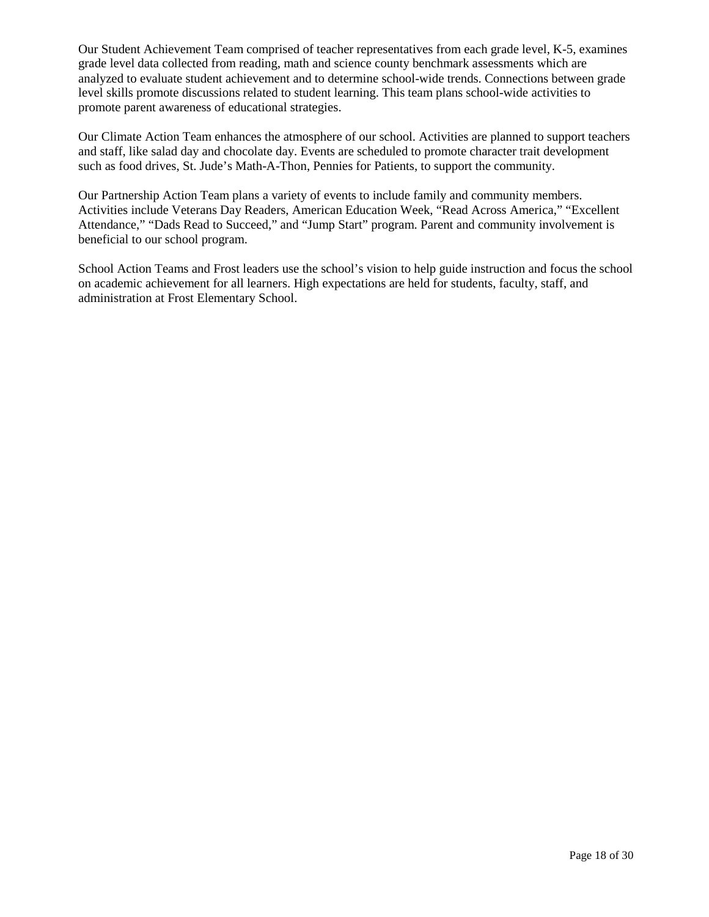Our Student Achievement Team comprised of teacher representatives from each grade level, K-5, examines grade level data collected from reading, math and science county benchmark assessments which are analyzed to evaluate student achievement and to determine school-wide trends. Connections between grade level skills promote discussions related to student learning. This team plans school-wide activities to promote parent awareness of educational strategies.

Our Climate Action Team enhances the atmosphere of our school. Activities are planned to support teachers and staff, like salad day and chocolate day. Events are scheduled to promote character trait development such as food drives, St. Jude's Math-A-Thon, Pennies for Patients, to support the community.

Our Partnership Action Team plans a variety of events to include family and community members. Activities include Veterans Day Readers, American Education Week, "Read Across America," "Excellent Attendance," "Dads Read to Succeed," and "Jump Start" program. Parent and community involvement is beneficial to our school program.

School Action Teams and Frost leaders use the school's vision to help guide instruction and focus the school on academic achievement for all learners. High expectations are held for students, faculty, staff, and administration at Frost Elementary School.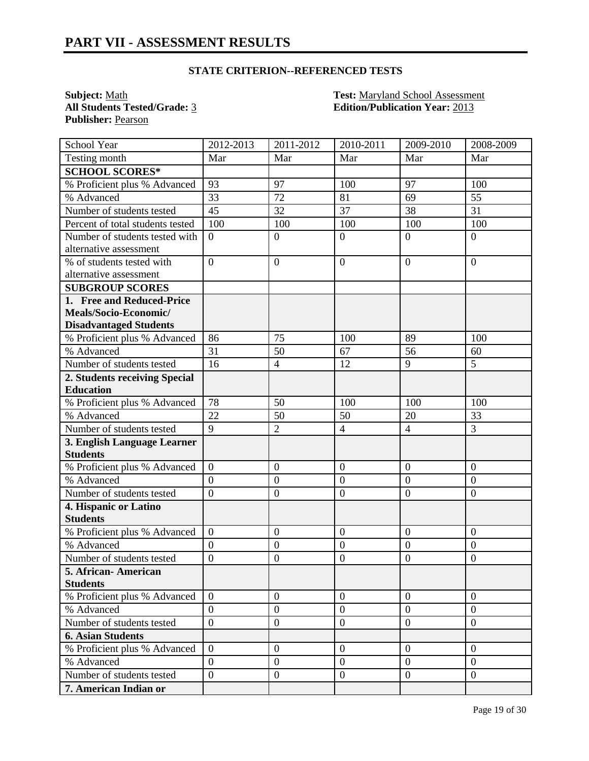# PART VII - ASSESSMENT RESULTS

### STATE CRITERION--REFERENCED TESTS

**Subject:** Math
**All Students Tested/Grade:** 3
**Publisher:** Pearson

**Test:** Maryland School Assessment
**Edition/Publication Year:** 2013

| School Year | 2012-2013 | 2011-2012 | 2010-2011 | 2009-2010 | 2008-2009 |
|---|---|---|---|---|---|
| Testing month | Mar | Mar | Mar | Mar | Mar |
| **SCHOOL SCORES*** | | | | | |
| % Proficient plus % Advanced | 93 | 97 | 100 | 97 | 100 |
| % Advanced | 33 | 72 | 81 | 69 | 55 |
| Number of students tested | 45 | 32 | 37 | 38 | 31 |
| Percent of total students tested | 100 | 100 | 100 | 100 | 100 |
| Number of students tested with alternative assessment | 0 | 0 | 0 | 0 | 0 |
| % of students tested with alternative assessment | 0 | 0 | 0 | 0 | 0 |
| **SUBGROUP SCORES** | | | | | |
| **1. Free and Reduced-Price Meals/Socio-Economic/ Disadvantaged Students** | | | | | |
| % Proficient plus % Advanced | 86 | 75 | 100 | 89 | 100 |
| % Advanced | 31 | 50 | 67 | 56 | 60 |
| Number of students tested | 16 | 4 | 12 | 9 | 5 |
| **2. Students receiving Special Education** | | | | | |
| % Proficient plus % Advanced | 78 | 50 | 100 | 100 | 100 |
| % Advanced | 22 | 50 | 50 | 20 | 33 |
| Number of students tested | 9 | 2 | 4 | 4 | 3 |
| **3. English Language Learner Students** | | | | | |
| % Proficient plus % Advanced | 0 | 0 | 0 | 0 | 0 |
| % Advanced | 0 | 0 | 0 | 0 | 0 |
| Number of students tested | 0 | 0 | 0 | 0 | 0 |
| **4. Hispanic or Latino Students** | | | | | |
| % Proficient plus % Advanced | 0 | 0 | 0 | 0 | 0 |
| % Advanced | 0 | 0 | 0 | 0 | 0 |
| Number of students tested | 0 | 0 | 0 | 0 | 0 |
| **5. African- American Students** | | | | | |
| % Proficient plus % Advanced | 0 | 0 | 0 | 0 | 0 |
| % Advanced | 0 | 0 | 0 | 0 | 0 |
| Number of students tested | 0 | 0 | 0 | 0 | 0 |
| **6. Asian Students** | | | | | |
| % Proficient plus % Advanced | 0 | 0 | 0 | 0 | 0 |
| % Advanced | 0 | 0 | 0 | 0 | 0 |
| Number of students tested | 0 | 0 | 0 | 0 | 0 |
| **7. American Indian or** | | | | | |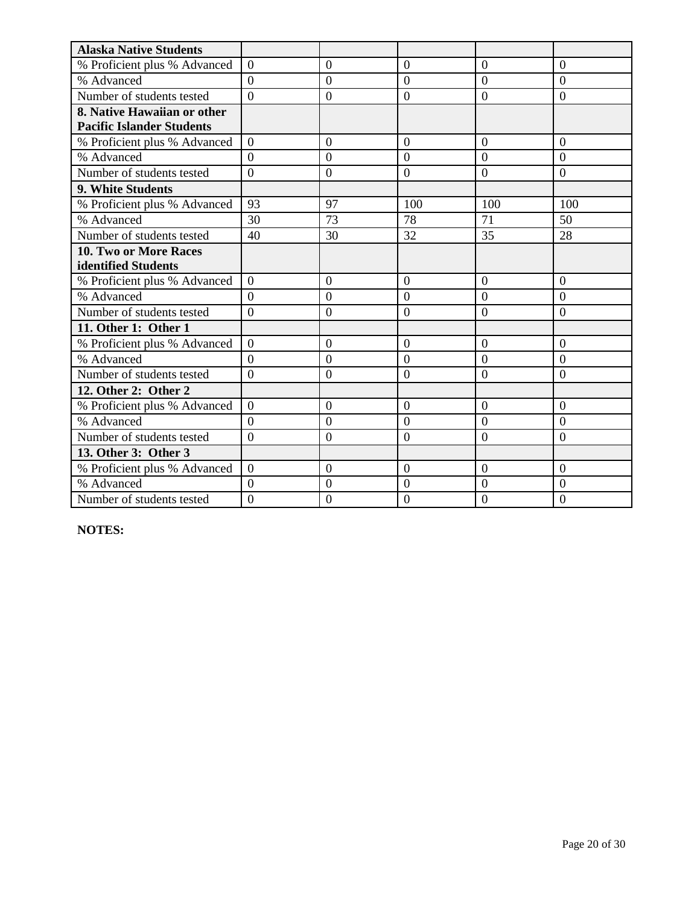| Alaska Native Students | | | | | |
|---|---|---|---|---|---|
| % Proficient plus % Advanced | 0 | 0 | 0 | 0 | 0 |
| % Advanced | 0 | 0 | 0 | 0 | 0 |
| Number of students tested | 0 | 0 | 0 | 0 | 0 |
| **8. Native Hawaiian or other Pacific Islander Students** | | | | | |
| % Proficient plus % Advanced | 0 | 0 | 0 | 0 | 0 |
| % Advanced | 0 | 0 | 0 | 0 | 0 |
| Number of students tested | 0 | 0 | 0 | 0 | 0 |
| **9. White Students** | | | | | |
| % Proficient plus % Advanced | 93 | 97 | 100 | 100 | 100 |
| % Advanced | 30 | 73 | 78 | 71 | 50 |
| Number of students tested | 40 | 30 | 32 | 35 | 28 |
| **10. Two or More Races identified Students** | | | | | |
| % Proficient plus % Advanced | 0 | 0 | 0 | 0 | 0 |
| % Advanced | 0 | 0 | 0 | 0 | 0 |
| Number of students tested | 0 | 0 | 0 | 0 | 0 |
| **11. Other 1: Other 1** | | | | | |
| % Proficient plus % Advanced | 0 | 0 | 0 | 0 | 0 |
| % Advanced | 0 | 0 | 0 | 0 | 0 |
| Number of students tested | 0 | 0 | 0 | 0 | 0 |
| **12. Other 2: Other 2** | | | | | |
| % Proficient plus % Advanced | 0 | 0 | 0 | 0 | 0 |
| % Advanced | 0 | 0 | 0 | 0 | 0 |
| Number of students tested | 0 | 0 | 0 | 0 | 0 |
| **13. Other 3: Other 3** | | | | | |
| % Proficient plus % Advanced | 0 | 0 | 0 | 0 | 0 |
| % Advanced | 0 | 0 | 0 | 0 | 0 |
| Number of students tested | 0 | 0 | 0 | 0 | 0 |

**NOTES:**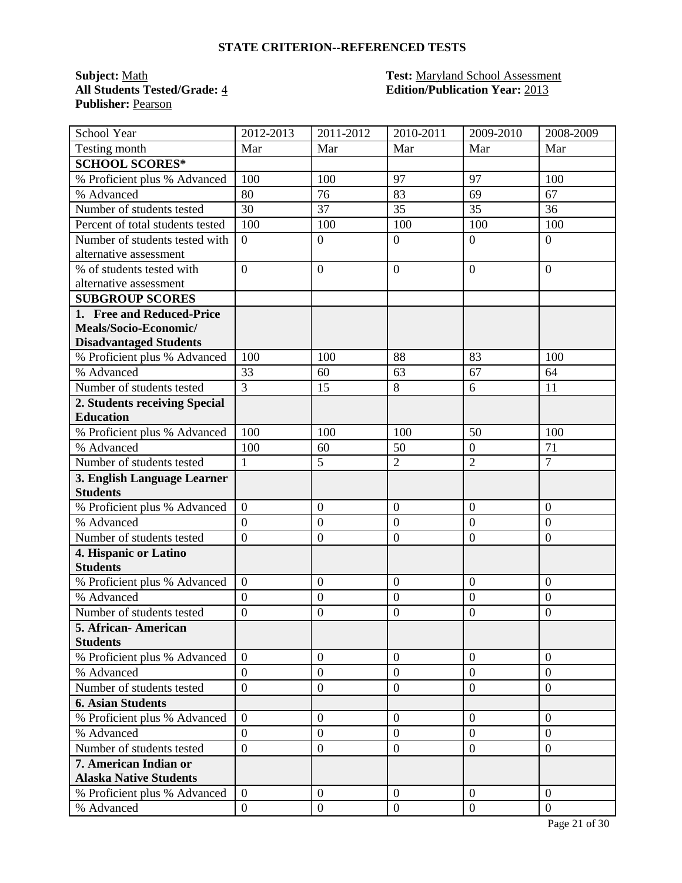## STATE CRITERION--REFERENCED TESTS

**Subject:** Math
**All Students Tested/Grade:** 4
**Publisher:** Pearson

**Test:** Maryland School Assessment
**Edition/Publication Year:** 2013

| School Year | 2012-2013 | 2011-2012 | 2010-2011 | 2009-2010 | 2008-2009 |
|---|---|---|---|---|---|
| Testing month | Mar | Mar | Mar | Mar | Mar |
| **SCHOOL SCORES*** | | | | | |
| % Proficient plus % Advanced | 100 | 100 | 97 | 97 | 100 |
| % Advanced | 80 | 76 | 83 | 69 | 67 |
| Number of students tested | 30 | 37 | 35 | 35 | 36 |
| Percent of total students tested | 100 | 100 | 100 | 100 | 100 |
| Number of students tested with alternative assessment | 0 | 0 | 0 | 0 | 0 |
| % of students tested with alternative assessment | 0 | 0 | 0 | 0 | 0 |
| **SUBGROUP SCORES** | | | | | |
| **1. Free and Reduced-Price Meals/Socio-Economic/ Disadvantaged Students** | | | | | |
| % Proficient plus % Advanced | 100 | 100 | 88 | 83 | 100 |
| % Advanced | 33 | 60 | 63 | 67 | 64 |
| Number of students tested | 3 | 15 | 8 | 6 | 11 |
| **2. Students receiving Special Education** | | | | | |
| % Proficient plus % Advanced | 100 | 100 | 100 | 50 | 100 |
| % Advanced | 100 | 60 | 50 | 0 | 71 |
| Number of students tested | 1 | 5 | 2 | 2 | 7 |
| **3. English Language Learner Students** | | | | | |
| % Proficient plus % Advanced | 0 | 0 | 0 | 0 | 0 |
| % Advanced | 0 | 0 | 0 | 0 | 0 |
| Number of students tested | 0 | 0 | 0 | 0 | 0 |
| **4. Hispanic or Latino Students** | | | | | |
| % Proficient plus % Advanced | 0 | 0 | 0 | 0 | 0 |
| % Advanced | 0 | 0 | 0 | 0 | 0 |
| Number of students tested | 0 | 0 | 0 | 0 | 0 |
| **5. African- American Students** | | | | | |
| % Proficient plus % Advanced | 0 | 0 | 0 | 0 | 0 |
| % Advanced | 0 | 0 | 0 | 0 | 0 |
| Number of students tested | 0 | 0 | 0 | 0 | 0 |
| **6. Asian Students** | | | | | |
| % Proficient plus % Advanced | 0 | 0 | 0 | 0 | 0 |
| % Advanced | 0 | 0 | 0 | 0 | 0 |
| Number of students tested | 0 | 0 | 0 | 0 | 0 |
| **7. American Indian or Alaska Native Students** | | | | | |
| % Proficient plus % Advanced | 0 | 0 | 0 | 0 | 0 |
| % Advanced | 0 | 0 | 0 | 0 | 0 |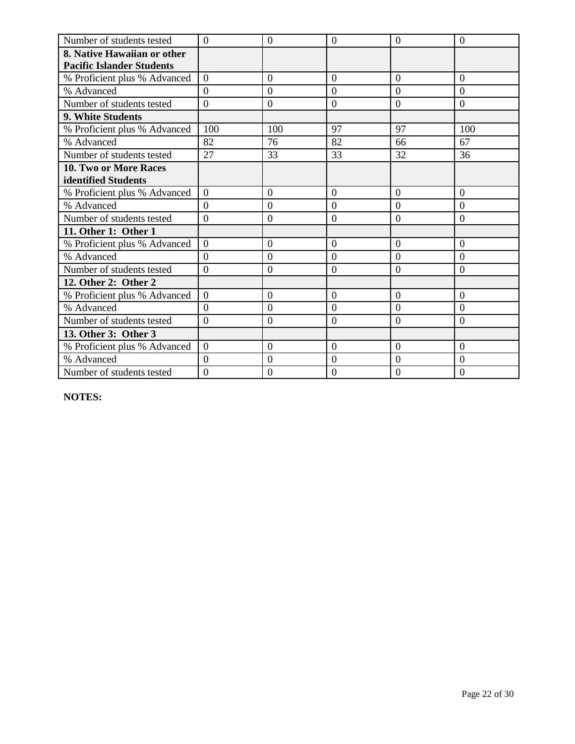| Number of students tested | 0 | 0 | 0 | 0 | 0 |
|---|---|---|---|---|---|
| **8. Native Hawaiian or other Pacific Islander Students** | | | | | |
| % Proficient plus % Advanced | 0 | 0 | 0 | 0 | 0 |
| % Advanced | 0 | 0 | 0 | 0 | 0 |
| Number of students tested | 0 | 0 | 0 | 0 | 0 |
| **9. White Students** | | | | | |
| % Proficient plus % Advanced | 100 | 100 | 97 | 97 | 100 |
| % Advanced | 82 | 76 | 82 | 66 | 67 |
| Number of students tested | 27 | 33 | 33 | 32 | 36 |
| **10. Two or More Races identified Students** | | | | | |
| % Proficient plus % Advanced | 0 | 0 | 0 | 0 | 0 |
| % Advanced | 0 | 0 | 0 | 0 | 0 |
| Number of students tested | 0 | 0 | 0 | 0 | 0 |
| **11. Other 1: Other 1** | | | | | |
| % Proficient plus % Advanced | 0 | 0 | 0 | 0 | 0 |
| % Advanced | 0 | 0 | 0 | 0 | 0 |
| Number of students tested | 0 | 0 | 0 | 0 | 0 |
| **12. Other 2: Other 2** | | | | | |
| % Proficient plus % Advanced | 0 | 0 | 0 | 0 | 0 |
| % Advanced | 0 | 0 | 0 | 0 | 0 |
| Number of students tested | 0 | 0 | 0 | 0 | 0 |
| **13. Other 3: Other 3** | | | | | |
| % Proficient plus % Advanced | 0 | 0 | 0 | 0 | 0 |
| % Advanced | 0 | 0 | 0 | 0 | 0 |
| Number of students tested | 0 | 0 | 0 | 0 | 0 |

**NOTES:**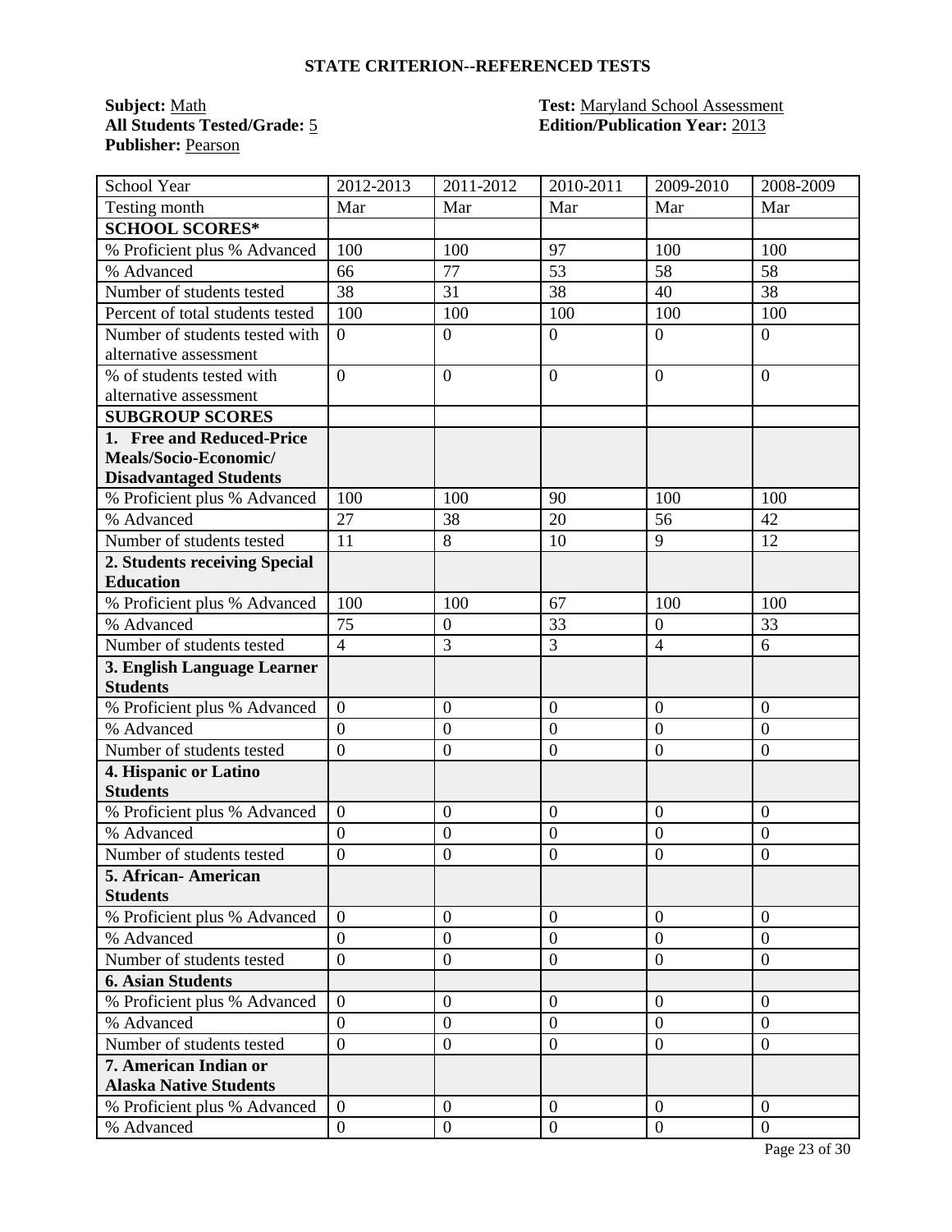## STATE CRITERION--REFERENCED TESTS

**Subject:** Math
**All Students Tested/Grade:** 5
**Publisher:** Pearson

**Test:** Maryland School Assessment
**Edition/Publication Year:** 2013

| School Year | 2012-2013 | 2011-2012 | 2010-2011 | 2009-2010 | 2008-2009 |
|---|---|---|---|---|---|
| Testing month | Mar | Mar | Mar | Mar | Mar |
| **SCHOOL SCORES*** | | | | | |
| % Proficient plus % Advanced | 100 | 100 | 97 | 100 | 100 |
| % Advanced | 66 | 77 | 53 | 58 | 58 |
| Number of students tested | 38 | 31 | 38 | 40 | 38 |
| Percent of total students tested | 100 | 100 | 100 | 100 | 100 |
| Number of students tested with alternative assessment | 0 | 0 | 0 | 0 | 0 |
| % of students tested with alternative assessment | 0 | 0 | 0 | 0 | 0 |
| **SUBGROUP SCORES** | | | | | |
| **1. Free and Reduced-Price Meals/Socio-Economic/ Disadvantaged Students** | | | | | |
| % Proficient plus % Advanced | 100 | 100 | 90 | 100 | 100 |
| % Advanced | 27 | 38 | 20 | 56 | 42 |
| Number of students tested | 11 | 8 | 10 | 9 | 12 |
| **2. Students receiving Special Education** | | | | | |
| % Proficient plus % Advanced | 100 | 100 | 67 | 100 | 100 |
| % Advanced | 75 | 0 | 33 | 0 | 33 |
| Number of students tested | 4 | 3 | 3 | 4 | 6 |
| **3. English Language Learner Students** | | | | | |
| % Proficient plus % Advanced | 0 | 0 | 0 | 0 | 0 |
| % Advanced | 0 | 0 | 0 | 0 | 0 |
| Number of students tested | 0 | 0 | 0 | 0 | 0 |
| **4. Hispanic or Latino Students** | | | | | |
| % Proficient plus % Advanced | 0 | 0 | 0 | 0 | 0 |
| % Advanced | 0 | 0 | 0 | 0 | 0 |
| Number of students tested | 0 | 0 | 0 | 0 | 0 |
| **5. African- American Students** | | | | | |
| % Proficient plus % Advanced | 0 | 0 | 0 | 0 | 0 |
| % Advanced | 0 | 0 | 0 | 0 | 0 |
| Number of students tested | 0 | 0 | 0 | 0 | 0 |
| **6. Asian Students** | | | | | |
| % Proficient plus % Advanced | 0 | 0 | 0 | 0 | 0 |
| % Advanced | 0 | 0 | 0 | 0 | 0 |
| Number of students tested | 0 | 0 | 0 | 0 | 0 |
| **7. American Indian or Alaska Native Students** | | | | | |
| % Proficient plus % Advanced | 0 | 0 | 0 | 0 | 0 |
| % Advanced | 0 | 0 | 0 | 0 | 0 |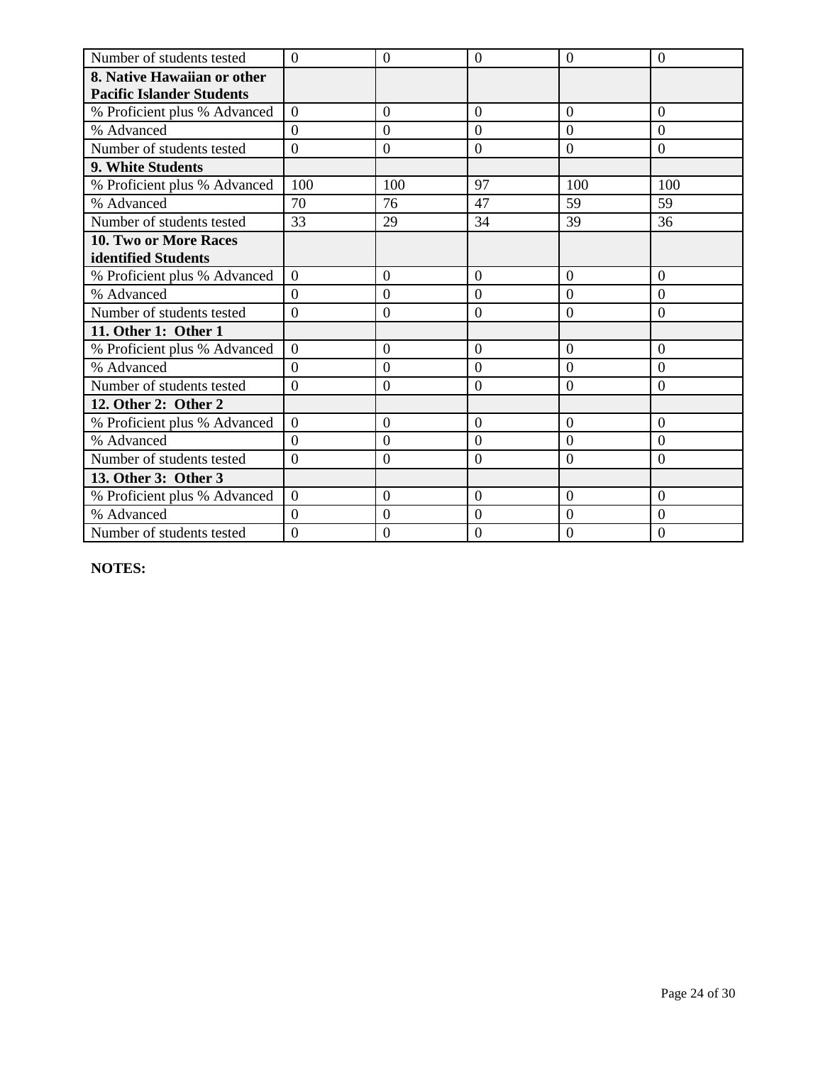| Number of students tested | 0 | 0 | 0 | 0 | 0 |
|---|---|---|---|---|---|
| **8. Native Hawaiian or other Pacific Islander Students** | | | | | |
| % Proficient plus % Advanced | 0 | 0 | 0 | 0 | 0 |
| % Advanced | 0 | 0 | 0 | 0 | 0 |
| Number of students tested | 0 | 0 | 0 | 0 | 0 |
| **9. White Students** | | | | | |
| % Proficient plus % Advanced | 100 | 100 | 97 | 100 | 100 |
| % Advanced | 70 | 76 | 47 | 59 | 59 |
| Number of students tested | 33 | 29 | 34 | 39 | 36 |
| **10. Two or More Races identified Students** | | | | | |
| % Proficient plus % Advanced | 0 | 0 | 0 | 0 | 0 |
| % Advanced | 0 | 0 | 0 | 0 | 0 |
| Number of students tested | 0 | 0 | 0 | 0 | 0 |
| **11. Other 1: Other 1** | | | | | |
| % Proficient plus % Advanced | 0 | 0 | 0 | 0 | 0 |
| % Advanced | 0 | 0 | 0 | 0 | 0 |
| Number of students tested | 0 | 0 | 0 | 0 | 0 |
| **12. Other 2: Other 2** | | | | | |
| % Proficient plus % Advanced | 0 | 0 | 0 | 0 | 0 |
| % Advanced | 0 | 0 | 0 | 0 | 0 |
| Number of students tested | 0 | 0 | 0 | 0 | 0 |
| **13. Other 3: Other 3** | | | | | |
| % Proficient plus % Advanced | 0 | 0 | 0 | 0 | 0 |
| % Advanced | 0 | 0 | 0 | 0 | 0 |
| Number of students tested | 0 | 0 | 0 | 0 | 0 |

**NOTES:**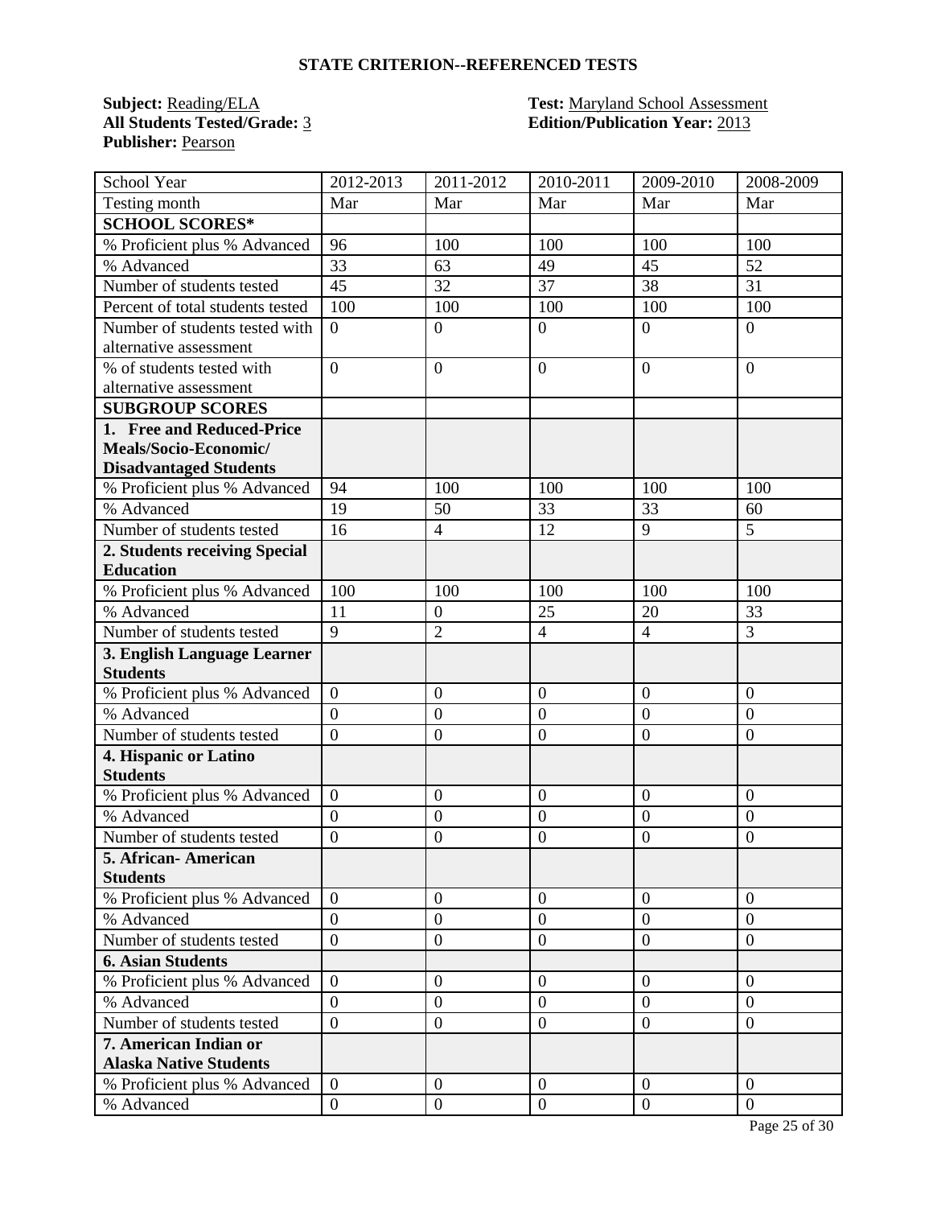### STATE CRITERION--REFERENCED TESTS

**Subject:** Reading/ELA
**All Students Tested/Grade:** 3
**Publisher:** Pearson

**Test:** Maryland School Assessment
**Edition/Publication Year:** 2013

| School Year | 2012-2013 | 2011-2012 | 2010-2011 | 2009-2010 | 2008-2009 |
|---|---|---|---|---|---|
| Testing month | Mar | Mar | Mar | Mar | Mar |
| **SCHOOL SCORES*** | | | | | |
| % Proficient plus % Advanced | 96 | 100 | 100 | 100 | 100 |
| % Advanced | 33 | 63 | 49 | 45 | 52 |
| Number of students tested | 45 | 32 | 37 | 38 | 31 |
| Percent of total students tested | 100 | 100 | 100 | 100 | 100 |
| Number of students tested with alternative assessment | 0 | 0 | 0 | 0 | 0 |
| % of students tested with alternative assessment | 0 | 0 | 0 | 0 | 0 |
| **SUBGROUP SCORES** | | | | | |
| **1. Free and Reduced-Price Meals/Socio-Economic/ Disadvantaged Students** | | | | | |
| % Proficient plus % Advanced | 94 | 100 | 100 | 100 | 100 |
| % Advanced | 19 | 50 | 33 | 33 | 60 |
| Number of students tested | 16 | 4 | 12 | 9 | 5 |
| **2. Students receiving Special Education** | | | | | |
| % Proficient plus % Advanced | 100 | 100 | 100 | 100 | 100 |
| % Advanced | 11 | 0 | 25 | 20 | 33 |
| Number of students tested | 9 | 2 | 4 | 4 | 3 |
| **3. English Language Learner Students** | | | | | |
| % Proficient plus % Advanced | 0 | 0 | 0 | 0 | 0 |
| % Advanced | 0 | 0 | 0 | 0 | 0 |
| Number of students tested | 0 | 0 | 0 | 0 | 0 |
| **4. Hispanic or Latino Students** | | | | | |
| % Proficient plus % Advanced | 0 | 0 | 0 | 0 | 0 |
| % Advanced | 0 | 0 | 0 | 0 | 0 |
| Number of students tested | 0 | 0 | 0 | 0 | 0 |
| **5. African- American Students** | | | | | |
| % Proficient plus % Advanced | 0 | 0 | 0 | 0 | 0 |
| % Advanced | 0 | 0 | 0 | 0 | 0 |
| Number of students tested | 0 | 0 | 0 | 0 | 0 |
| **6. Asian Students** | | | | | |
| % Proficient plus % Advanced | 0 | 0 | 0 | 0 | 0 |
| % Advanced | 0 | 0 | 0 | 0 | 0 |
| Number of students tested | 0 | 0 | 0 | 0 | 0 |
| **7. American Indian or Alaska Native Students** | | | | | |
| % Proficient plus % Advanced | 0 | 0 | 0 | 0 | 0 |
| % Advanced | 0 | 0 | 0 | 0 | 0 |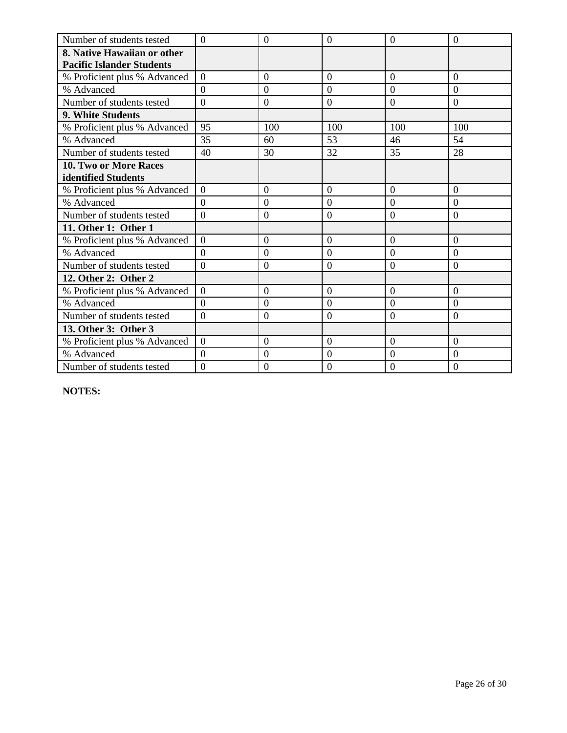| | | | | | |
|---|---|---|---|---|---|
| Number of students tested | 0 | 0 | 0 | 0 | 0 |
| **8. Native Hawaiian or other Pacific Islander Students** | | | | | |
| % Proficient plus % Advanced | 0 | 0 | 0 | 0 | 0 |
| % Advanced | 0 | 0 | 0 | 0 | 0 |
| Number of students tested | 0 | 0 | 0 | 0 | 0 |
| **9. White Students** | | | | | |
| % Proficient plus % Advanced | 95 | 100 | 100 | 100 | 100 |
| % Advanced | 35 | 60 | 53 | 46 | 54 |
| Number of students tested | 40 | 30 | 32 | 35 | 28 |
| **10. Two or More Races identified Students** | | | | | |
| % Proficient plus % Advanced | 0 | 0 | 0 | 0 | 0 |
| % Advanced | 0 | 0 | 0 | 0 | 0 |
| Number of students tested | 0 | 0 | 0 | 0 | 0 |
| **11. Other 1: Other 1** | | | | | |
| % Proficient plus % Advanced | 0 | 0 | 0 | 0 | 0 |
| % Advanced | 0 | 0 | 0 | 0 | 0 |
| Number of students tested | 0 | 0 | 0 | 0 | 0 |
| **12. Other 2: Other 2** | | | | | |
| % Proficient plus % Advanced | 0 | 0 | 0 | 0 | 0 |
| % Advanced | 0 | 0 | 0 | 0 | 0 |
| Number of students tested | 0 | 0 | 0 | 0 | 0 |
| **13. Other 3: Other 3** | | | | | |
| % Proficient plus % Advanced | 0 | 0 | 0 | 0 | 0 |
| % Advanced | 0 | 0 | 0 | 0 | 0 |
| Number of students tested | 0 | 0 | 0 | 0 | 0 |

**NOTES:**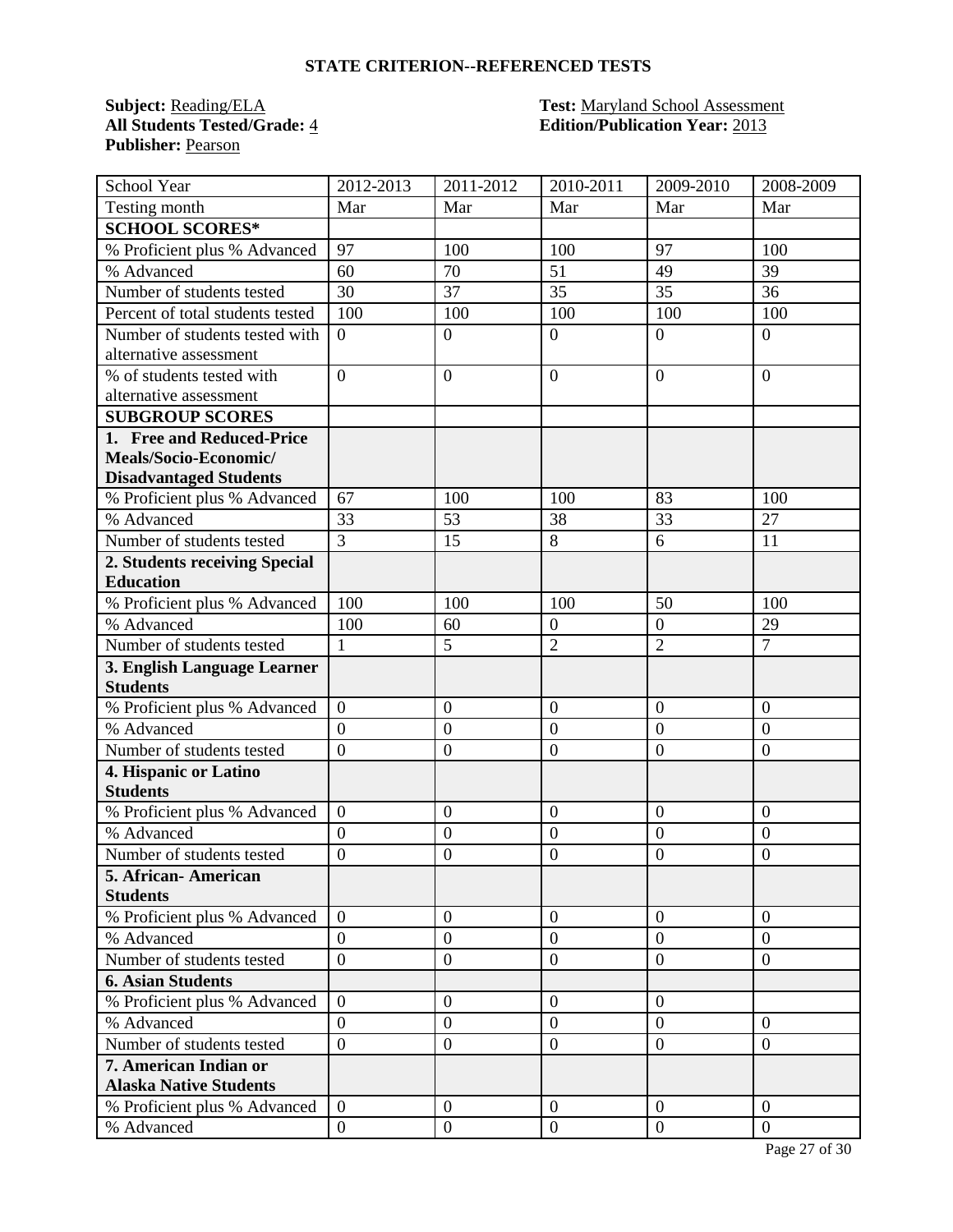## STATE CRITERION--REFERENCED TESTS

**Subject:** Reading/ELA
**All Students Tested/Grade:** 4
**Publisher:** Pearson

**Test:** Maryland School Assessment
**Edition/Publication Year:** 2013

| School Year | 2012-2013 | 2011-2012 | 2010-2011 | 2009-2010 | 2008-2009 |
|---|---|---|---|---|---|
| Testing month | Mar | Mar | Mar | Mar | Mar |
| **SCHOOL SCORES*** | | | | | |
| % Proficient plus % Advanced | 97 | 100 | 100 | 97 | 100 |
| % Advanced | 60 | 70 | 51 | 49 | 39 |
| Number of students tested | 30 | 37 | 35 | 35 | 36 |
| Percent of total students tested | 100 | 100 | 100 | 100 | 100 |
| Number of students tested with alternative assessment | 0 | 0 | 0 | 0 | 0 |
| % of students tested with alternative assessment | 0 | 0 | 0 | 0 | 0 |
| **SUBGROUP SCORES** | | | | | |
| **1. Free and Reduced-Price Meals/Socio-Economic/ Disadvantaged Students** | | | | | |
| % Proficient plus % Advanced | 67 | 100 | 100 | 83 | 100 |
| % Advanced | 33 | 53 | 38 | 33 | 27 |
| Number of students tested | 3 | 15 | 8 | 6 | 11 |
| **2. Students receiving Special Education** | | | | | |
| % Proficient plus % Advanced | 100 | 100 | 100 | 50 | 100 |
| % Advanced | 100 | 60 | 0 | 0 | 29 |
| Number of students tested | 1 | 5 | 2 | 2 | 7 |
| **3. English Language Learner Students** | | | | | |
| % Proficient plus % Advanced | 0 | 0 | 0 | 0 | 0 |
| % Advanced | 0 | 0 | 0 | 0 | 0 |
| Number of students tested | 0 | 0 | 0 | 0 | 0 |
| **4. Hispanic or Latino Students** | | | | | |
| % Proficient plus % Advanced | 0 | 0 | 0 | 0 | 0 |
| % Advanced | 0 | 0 | 0 | 0 | 0 |
| Number of students tested | 0 | 0 | 0 | 0 | 0 |
| **5. African- American Students** | | | | | |
| % Proficient plus % Advanced | 0 | 0 | 0 | 0 | 0 |
| % Advanced | 0 | 0 | 0 | 0 | 0 |
| Number of students tested | 0 | 0 | 0 | 0 | 0 |
| **6. Asian Students** | | | | | |
| % Proficient plus % Advanced | 0 | 0 | 0 | 0 | |
| % Advanced | 0 | 0 | 0 | 0 | 0 |
| Number of students tested | 0 | 0 | 0 | 0 | 0 |
| **7. American Indian or Alaska Native Students** | | | | | |
| % Proficient plus % Advanced | 0 | 0 | 0 | 0 | 0 |
| % Advanced | 0 | 0 | 0 | 0 | 0 |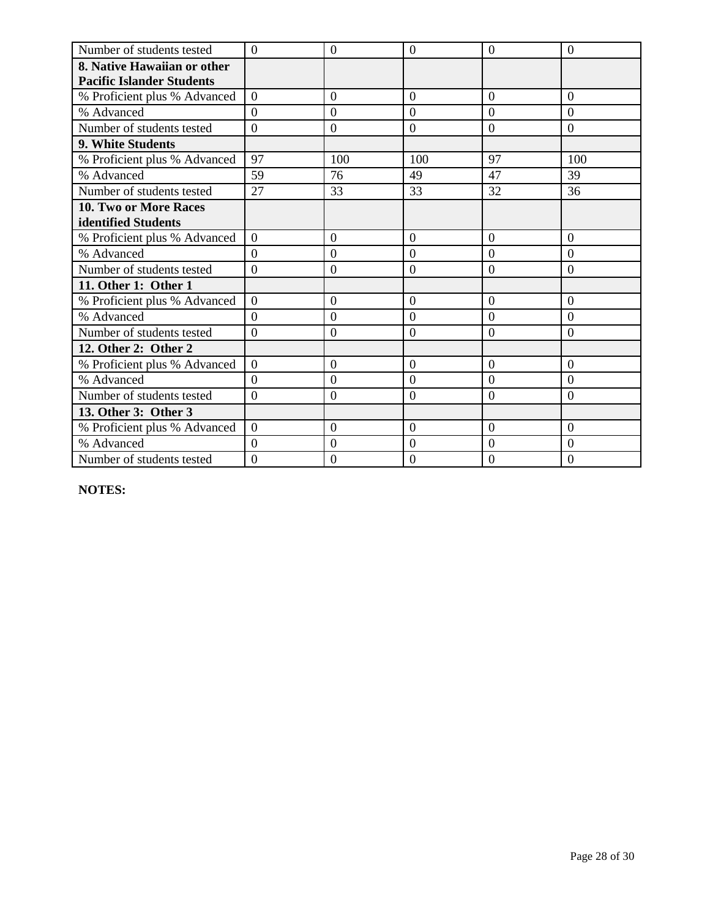| Number of students tested | 0 | 0 | 0 | 0 | 0 |
|---|---|---|---|---|---|
| **8. Native Hawaiian or other Pacific Islander Students** | | | | | |
| % Proficient plus % Advanced | 0 | 0 | 0 | 0 | 0 |
| % Advanced | 0 | 0 | 0 | 0 | 0 |
| Number of students tested | 0 | 0 | 0 | 0 | 0 |
| **9. White Students** | | | | | |
| % Proficient plus % Advanced | 97 | 100 | 100 | 97 | 100 |
| % Advanced | 59 | 76 | 49 | 47 | 39 |
| Number of students tested | 27 | 33 | 33 | 32 | 36 |
| **10. Two or More Races identified Students** | | | | | |
| % Proficient plus % Advanced | 0 | 0 | 0 | 0 | 0 |
| % Advanced | 0 | 0 | 0 | 0 | 0 |
| Number of students tested | 0 | 0 | 0 | 0 | 0 |
| **11. Other 1: Other 1** | | | | | |
| % Proficient plus % Advanced | 0 | 0 | 0 | 0 | 0 |
| % Advanced | 0 | 0 | 0 | 0 | 0 |
| Number of students tested | 0 | 0 | 0 | 0 | 0 |
| **12. Other 2: Other 2** | | | | | |
| % Proficient plus % Advanced | 0 | 0 | 0 | 0 | 0 |
| % Advanced | 0 | 0 | 0 | 0 | 0 |
| Number of students tested | 0 | 0 | 0 | 0 | 0 |
| **13. Other 3: Other 3** | | | | | |
| % Proficient plus % Advanced | 0 | 0 | 0 | 0 | 0 |
| % Advanced | 0 | 0 | 0 | 0 | 0 |
| Number of students tested | 0 | 0 | 0 | 0 | 0 |

**NOTES:**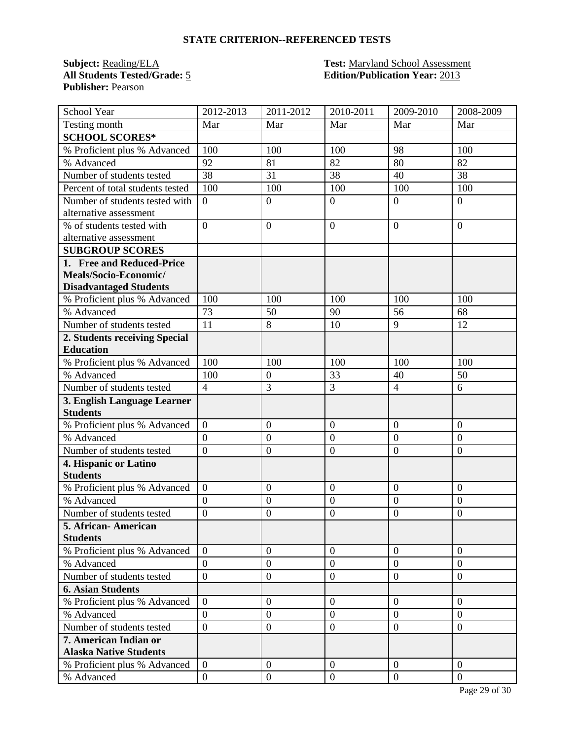### STATE CRITERION--REFERENCED TESTS

**Subject:** Reading/ELA
**All Students Tested/Grade:** 5
**Publisher:** Pearson

**Test:** Maryland School Assessment
**Edition/Publication Year:** 2013

| School Year | 2012-2013 | 2011-2012 | 2010-2011 | 2009-2010 | 2008-2009 |
|---|---|---|---|---|---|
| Testing month | Mar | Mar | Mar | Mar | Mar |
| **SCHOOL SCORES*** | | | | | |
| % Proficient plus % Advanced | 100 | 100 | 100 | 98 | 100 |
| % Advanced | 92 | 81 | 82 | 80 | 82 |
| Number of students tested | 38 | 31 | 38 | 40 | 38 |
| Percent of total students tested | 100 | 100 | 100 | 100 | 100 |
| Number of students tested with alternative assessment | 0 | 0 | 0 | 0 | 0 |
| % of students tested with alternative assessment | 0 | 0 | 0 | 0 | 0 |
| **SUBGROUP SCORES** | | | | | |
| **1. Free and Reduced-Price Meals/Socio-Economic/ Disadvantaged Students** | | | | | |
| % Proficient plus % Advanced | 100 | 100 | 100 | 100 | 100 |
| % Advanced | 73 | 50 | 90 | 56 | 68 |
| Number of students tested | 11 | 8 | 10 | 9 | 12 |
| **2. Students receiving Special Education** | | | | | |
| % Proficient plus % Advanced | 100 | 100 | 100 | 100 | 100 |
| % Advanced | 100 | 0 | 33 | 40 | 50 |
| Number of students tested | 4 | 3 | 3 | 4 | 6 |
| **3. English Language Learner Students** | | | | | |
| % Proficient plus % Advanced | 0 | 0 | 0 | 0 | 0 |
| % Advanced | 0 | 0 | 0 | 0 | 0 |
| Number of students tested | 0 | 0 | 0 | 0 | 0 |
| **4. Hispanic or Latino Students** | | | | | |
| % Proficient plus % Advanced | 0 | 0 | 0 | 0 | 0 |
| % Advanced | 0 | 0 | 0 | 0 | 0 |
| Number of students tested | 0 | 0 | 0 | 0 | 0 |
| **5. African- American Students** | | | | | |
| % Proficient plus % Advanced | 0 | 0 | 0 | 0 | 0 |
| % Advanced | 0 | 0 | 0 | 0 | 0 |
| Number of students tested | 0 | 0 | 0 | 0 | 0 |
| **6. Asian Students** | | | | | |
| % Proficient plus % Advanced | 0 | 0 | 0 | 0 | 0 |
| % Advanced | 0 | 0 | 0 | 0 | 0 |
| Number of students tested | 0 | 0 | 0 | 0 | 0 |
| **7. American Indian or Alaska Native Students** | | | | | |
| % Proficient plus % Advanced | 0 | 0 | 0 | 0 | 0 |
| % Advanced | 0 | 0 | 0 | 0 | 0 |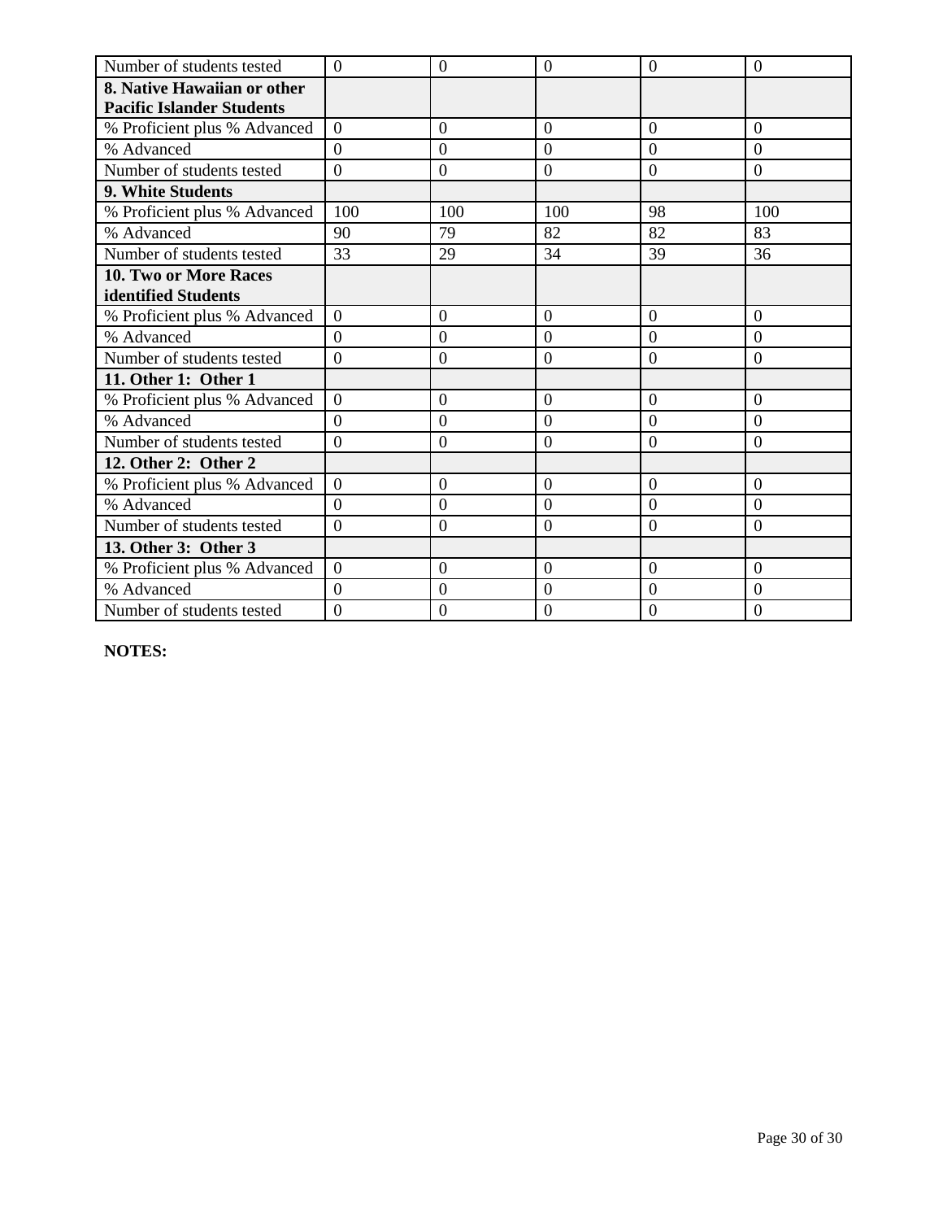| | | | | | |
|---|---|---|---|---|---|
| Number of students tested | 0 | 0 | 0 | 0 | 0 |
| **8. Native Hawaiian or other Pacific Islander Students** | | | | | |
| % Proficient plus % Advanced | 0 | 0 | 0 | 0 | 0 |
| % Advanced | 0 | 0 | 0 | 0 | 0 |
| Number of students tested | 0 | 0 | 0 | 0 | 0 |
| **9. White Students** | | | | | |
| % Proficient plus % Advanced | 100 | 100 | 100 | 98 | 100 |
| % Advanced | 90 | 79 | 82 | 82 | 83 |
| Number of students tested | 33 | 29 | 34 | 39 | 36 |
| **10. Two or More Races identified Students** | | | | | |
| % Proficient plus % Advanced | 0 | 0 | 0 | 0 | 0 |
| % Advanced | 0 | 0 | 0 | 0 | 0 |
| Number of students tested | 0 | 0 | 0 | 0 | 0 |
| **11. Other 1: Other 1** | | | | | |
| % Proficient plus % Advanced | 0 | 0 | 0 | 0 | 0 |
| % Advanced | 0 | 0 | 0 | 0 | 0 |
| Number of students tested | 0 | 0 | 0 | 0 | 0 |
| **12. Other 2: Other 2** | | | | | |
| % Proficient plus % Advanced | 0 | 0 | 0 | 0 | 0 |
| % Advanced | 0 | 0 | 0 | 0 | 0 |
| Number of students tested | 0 | 0 | 0 | 0 | 0 |
| **13. Other 3: Other 3** | | | | | |
| % Proficient plus % Advanced | 0 | 0 | 0 | 0 | 0 |
| % Advanced | 0 | 0 | 0 | 0 | 0 |
| Number of students tested | 0 | 0 | 0 | 0 | 0 |

**NOTES:**